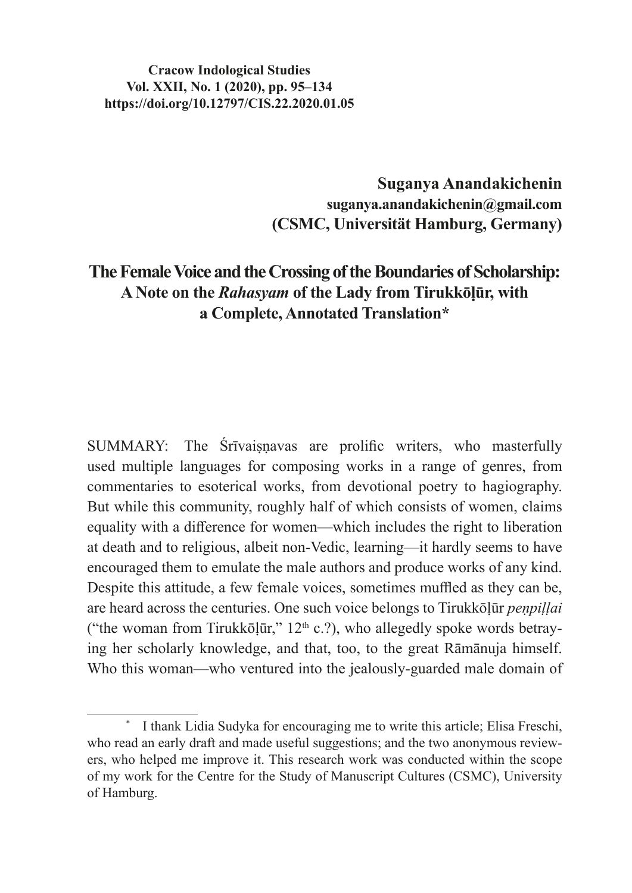**Cracow Indological Studies**
**Vol. XXII, No. 1 (2020), pp. 95–134**
**https://doi.org/10.12797/CIS.22.2020.01.05**

**Suganya Anandakichenin**
**suganya.anandakichenin@gmail.com**
**(CSMC, Universität Hamburg, Germany)**

# The Female Voice and the Crossing of the Boundaries of Scholarship: A Note on the *Rahasyam* of the Lady from Tirukkōḷūr, with a Complete, Annotated Translation*

SUMMARY: The Śrīvaiṣṇavas are prolific writers, who masterfully used multiple languages for composing works in a range of genres, from commentaries to esoterical works, from devotional poetry to hagiography. But while this community, roughly half of which consists of women, claims equality with a difference for women—which includes the right to liberation at death and to religious, albeit non-Vedic, learning—it hardly seems to have encouraged them to emulate the male authors and produce works of any kind. Despite this attitude, a few female voices, sometimes muffled as they can be, are heard across the centuries. One such voice belongs to Tirukkōḷūr *peṇpiḷḷai* ("the woman from Tirukkōḷūr," 12th c.?), who allegedly spoke words betraying her scholarly knowledge, and that, too, to the great Rāmānuja himself. Who this woman—who ventured into the jealously-guarded male domain of

---

\* I thank Lidia Sudyka for encouraging me to write this article; Elisa Freschi, who read an early draft and made useful suggestions; and the two anonymous reviewers, who helped me improve it. This research work was conducted within the scope of my work for the Centre for the Study of Manuscript Cultures (CSMC), University of Hamburg.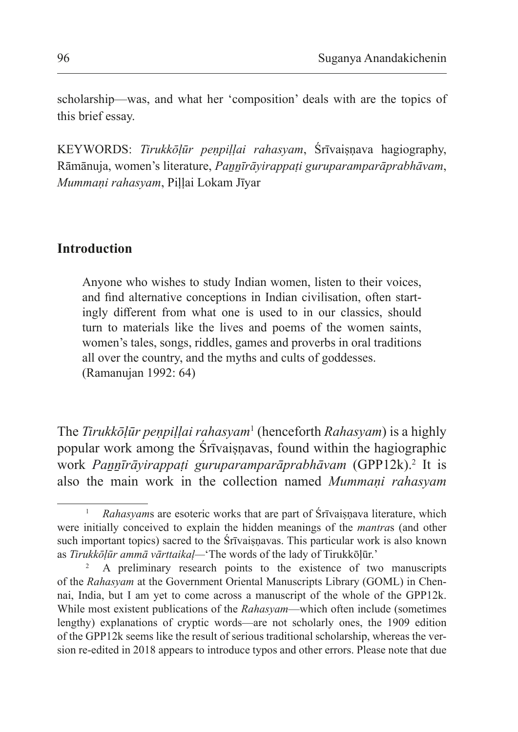scholarship—was, and what her 'composition' deals with are the topics of this brief essay.

KEYWORDS: *Tirukkōḷūr peṇpiḷḷai rahasyam*, Śrīvaiṣṇava hagiography, Rāmānuja, women's literature, *Paṉṉīrāyirappaṭi guruparamparāprabhāvam*, *Mummaṇi rahasyam*, Piḷḷai Lokam Jīyar

## Introduction

> Anyone who wishes to study Indian women, listen to their voices, and find alternative conceptions in Indian civilisation, often startingly different from what one is used to in our classics, should turn to materials like the lives and poems of the women saints, women's tales, songs, riddles, games and proverbs in oral traditions all over the country, and the myths and cults of goddesses.
> (Ramanujan 1992: 64)

The *Tirukkōḷūr peṇpiḷḷai rahasyam*[1] (henceforth *Rahasyam*) is a highly popular work among the Śrīvaiṣṇavas, found within the hagiographic work *Paṉṉīrāyirappaṭi guruparamparāprabhāvam* (GPP12k).[2] It is also the main work in the collection named *Mummaṇi rahasyam*

---

[1] *Rahasyam*s are esoteric works that are part of Śrīvaiṣṇava literature, which were initially conceived to explain the hidden meanings of the *mantra*s (and other such important topics) sacred to the Śrīvaiṣṇavas. This particular work is also known as *Tirukkōḷūr ammā vārttaikaḷ*—'The words of the lady of Tirukkōḷūr.'

[2] A preliminary research points to the existence of two manuscripts of the *Rahasyam* at the Government Oriental Manuscripts Library (GOML) in Chennai, India, but I am yet to come across a manuscript of the whole of the GPP12k. While most existent publications of the *Rahasyam*—which often include (sometimes lengthy) explanations of cryptic words—are not scholarly ones, the 1909 edition of the GPP12k seems like the result of serious traditional scholarship, whereas the version re-edited in 2018 appears to introduce typos and other errors. Please note that due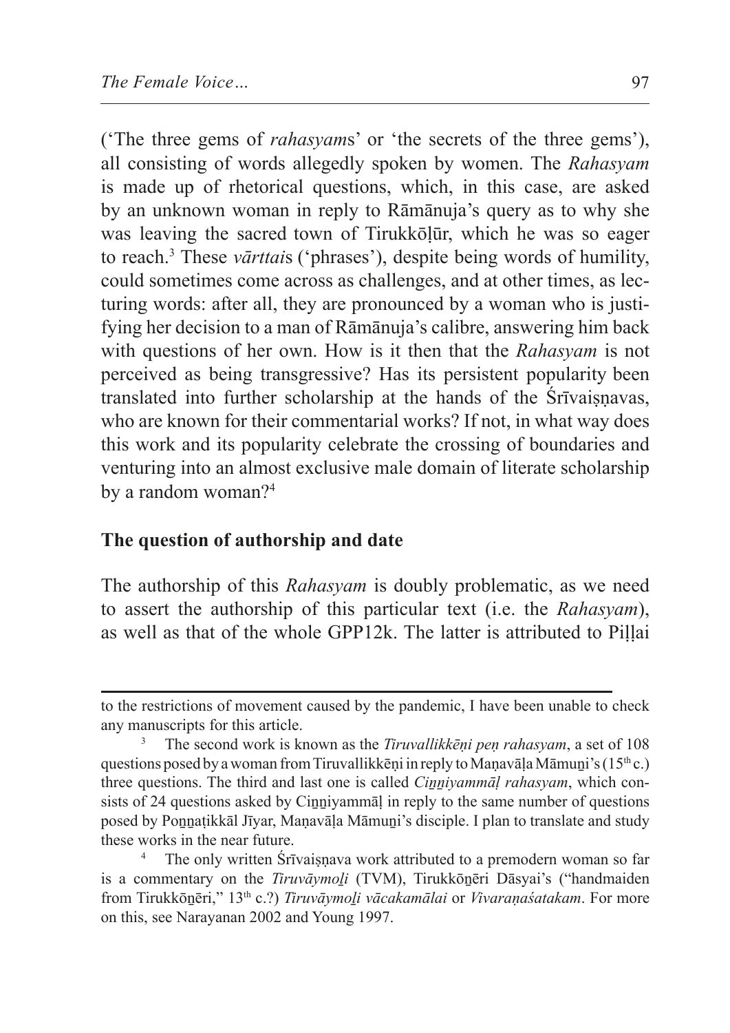('The three gems of *rahasyam*s' or 'the secrets of the three gems'), all consisting of words allegedly spoken by women. The *Rahasyam* is made up of rhetorical questions, which, in this case, are asked by an unknown woman in reply to Rāmānuja's query as to why she was leaving the sacred town of Tirukkōḷūr, which he was so eager to reach.[3] These *vārttai*s ('phrases'), despite being words of humility, could sometimes come across as challenges, and at other times, as lecturing words: after all, they are pronounced by a woman who is justifying her decision to a man of Rāmānuja's calibre, answering him back with questions of her own. How is it then that the *Rahasyam* is not perceived as being transgressive? Has its persistent popularity been translated into further scholarship at the hands of the Śrīvaiṣṇavas, who are known for their commentarial works? If not, in what way does this work and its popularity celebrate the crossing of boundaries and venturing into an almost exclusive male domain of literate scholarship by a random woman?[4]

## The question of authorship and date

The authorship of this *Rahasyam* is doubly problematic, as we need to assert the authorship of this particular text (i.e. the *Rahasyam*), as well as that of the whole GPP12k. The latter is attributed to Piḷḷai

---

to the restrictions of movement caused by the pandemic, I have been unable to check any manuscripts for this article.

[3] The second work is known as the *Tiruvallikkēṉi peṇ rahasyam*, a set of 108 questions posed by a woman from Tiruvallikkēṉi in reply to Maṇavāḷa Māmuṉi's (15th c.) three questions. The third and last one is called *Ciṉṉiyammāḷ rahasyam*, which consists of 24 questions asked by Ciṉṉiyammāḷ in reply to the same number of questions posed by Poṉṉaṭikkāl Jīyar, Maṇavāḷa Māmuṉi's disciple. I plan to translate and study these works in the near future.

[4] The only written Śrīvaiṣṇava work attributed to a premodern woman so far is a commentary on the *Tiruvāymoḻi* (TVM), Tirukkōṉēri Dāsyai's ("handmaiden from Tirukkōṉēri," 13th c.?) *Tiruvāymoḻi vācakamālai* or *Vivaraṇaśatakam*. For more on this, see Narayanan 2002 and Young 1997.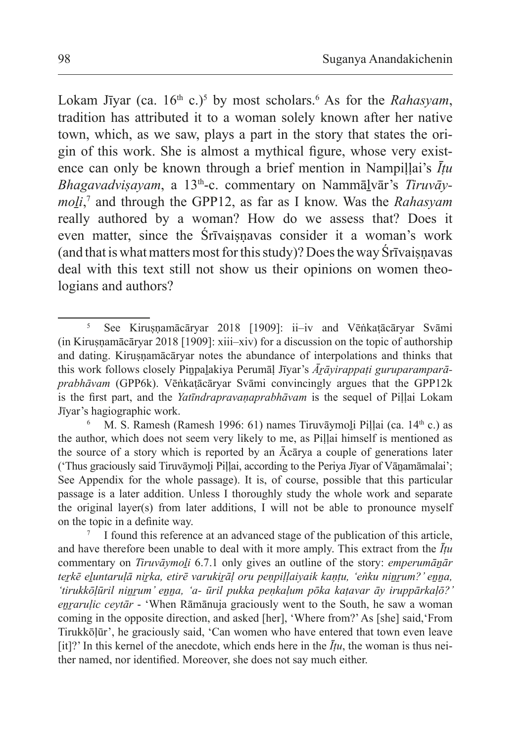Lokam Jīyar (ca. 16th c.)[5] by most scholars.[6] As for the *Rahasyam*, tradition has attributed it to a woman solely known after her native town, which, as we saw, plays a part in the story that states the origin of this work. She is almost a mythical figure, whose very existence can only be known through a brief mention in Nampiḷḷai's *Īṭu Bhagavadviṣayam*, a 13th-c. commentary on Nammāḻvār's *Tiruvāymoḻi*,[7] and through the GPP12, as far as I know. Was the *Rahasyam* really authored by a woman? How do we assess that? Does it even matter, since the Śrīvaiṣṇavas consider it a woman's work (and that is what matters most for this study)? Does the way Śrīvaiṣṇavas deal with this text still not show us their opinions on women theologians and authors?

---

[5] See Kiruṣṇamācāryar 2018 [1909]: ii–iv and Vēṅkaṭācāryar Svāmi (in Kiruṣṇamācāryar 2018 [1909]: xiii–xiv) for a discussion on the topic of authorship and dating. Kiruṣṇamācāryar notes the abundance of interpolations and thinks that this work follows closely Piṉpaḻakiya Perumāḷ Jīyar's *Āṟāyirappaṭi guruparamparāprabhāvam* (GPP6k). Vēṅkaṭācāryar Svāmi convincingly argues that the GPP12k is the first part, and the *Yatīndrapravaṇaprabhāvam* is the sequel of Piḷḷai Lokam Jīyar's hagiographic work.

[6] M. S. Ramesh (Ramesh 1996: 61) names Tiruvāymoḻi Piḷḷai (ca. 14th c.) as the author, which does not seem very likely to me, as Piḷḷai himself is mentioned as the source of a story which is reported by an Ācārya a couple of generations later ('Thus graciously said Tiruvāymoḻi Piḷḷai, according to the Periya Jīyar of Vāṉamāmalai'; See Appendix for the whole passage). It is, of course, possible that this particular passage is a later addition. Unless I thoroughly study the whole work and separate the original layer(s) from later additions, I will not be able to pronounce myself on the topic in a definite way.

[7] I found this reference at an advanced stage of the publication of this article, and have therefore been unable to deal with it more amply. This extract from the *Īṭu* commentary on *Tiruvāymoḻi* 6.7.1 only gives an outline of the story: *emperumāṉār teṟkē eḻuntaruḷā niṟka, etirē varukiṟāḷ oru peṇpiḷḷaiyaik kaṇṭu, 'eṅku niṉṟum?' eṉṉa, 'tirukkōḷūril niṉṟum' eṉṉa, 'a- ūril pukka peṇkaḷum pōka kaṭavar āy iruppārkaḷō?' eṉṟaruḷic ceytār* - 'When Rāmānuja graciously went to the South, he saw a woman coming in the opposite direction, and asked [her], 'Where from?' As [she] said,'From Tirukkōḷūr', he graciously said, 'Can women who have entered that town even leave [it]?' In this kernel of the anecdote, which ends here in the *Īṭu*, the woman is thus neither named, nor identified. Moreover, she does not say much either.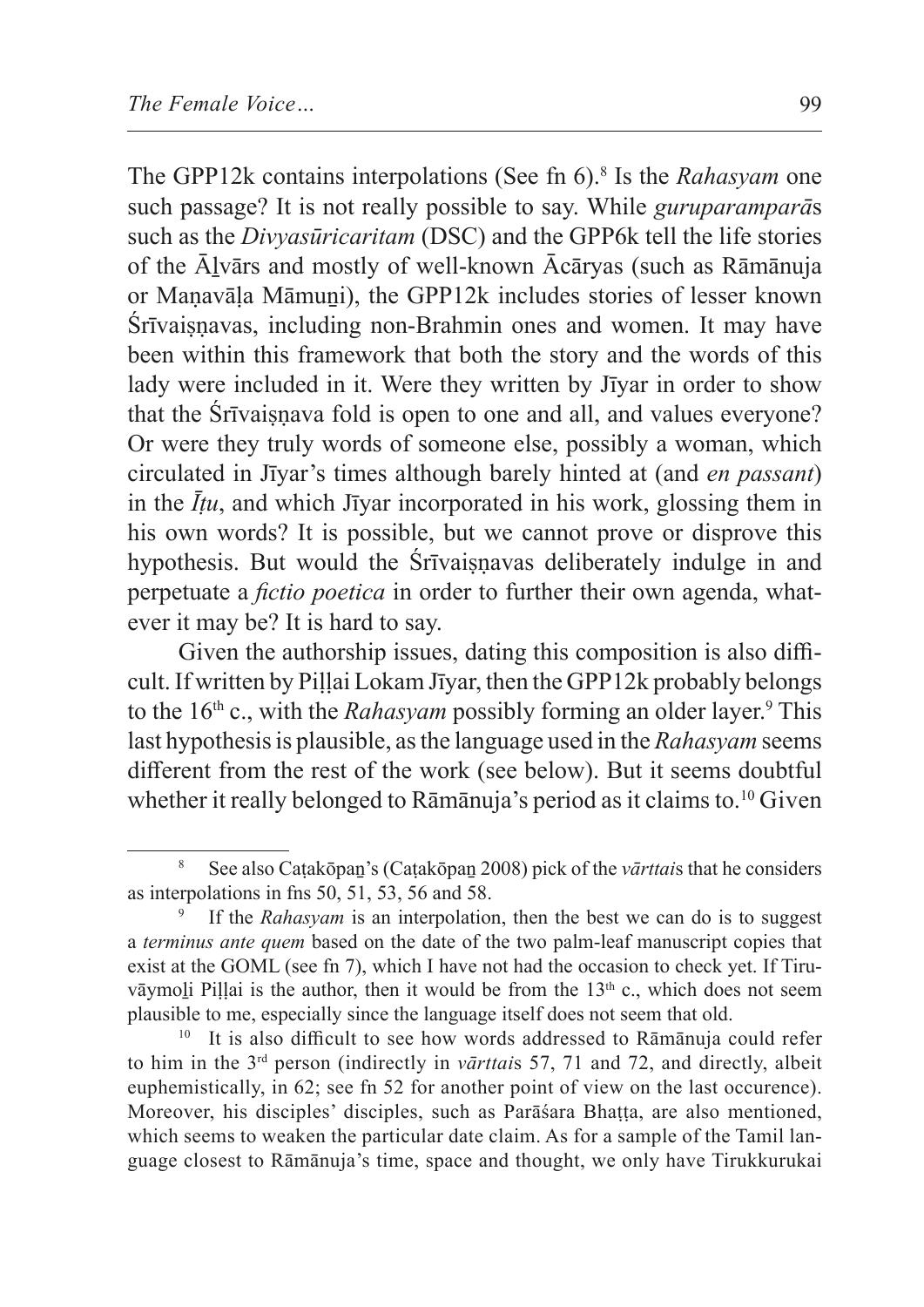The GPP12k contains interpolations (See fn 6).[8] Is the *Rahasyam* one such passage? It is not really possible to say. While *guruparamparā*s such as the *Divyasūricaritam* (DSC) and the GPP6k tell the life stories of the Āḻvārs and mostly of well-known Ācāryas (such as Rāmānuja or Maṇavāḷa Māmuṉi), the GPP12k includes stories of lesser known Śrīvaiṣṇavas, including non-Brahmin ones and women. It may have been within this framework that both the story and the words of this lady were included in it. Were they written by Jīyar in order to show that the Śrīvaiṣṇava fold is open to one and all, and values everyone? Or were they truly words of someone else, possibly a woman, which circulated in Jīyar's times although barely hinted at (and *en passant*) in the *Īṭu*, and which Jīyar incorporated in his work, glossing them in his own words? It is possible, but we cannot prove or disprove this hypothesis. But would the Śrīvaiṣṇavas deliberately indulge in and perpetuate a *fictio poetica* in order to further their own agenda, whatever it may be? It is hard to say.

Given the authorship issues, dating this composition is also difficult. If written by Piḷḷai Lokam Jīyar, then the GPP12k probably belongs to the 16th c., with the *Rahasyam* possibly forming an older layer.[9] This last hypothesis is plausible, as the language used in the *Rahasyam* seems different from the rest of the work (see below). But it seems doubtful whether it really belonged to Rāmānuja's period as it claims to.[10] Given

---

[8] See also Caṭakōpaṉ's (Caṭakōpaṉ 2008) pick of the *vārttai*s that he considers as interpolations in fns 50, 51, 53, 56 and 58.

[9] If the *Rahasyam* is an interpolation, then the best we can do is to suggest a *terminus ante quem* based on the date of the two palm-leaf manuscript copies that exist at the GOML (see fn 7), which I have not had the occasion to check yet. If Tiruvāymoḻi Piḷḷai is the author, then it would be from the 13th c., which does not seem plausible to me, especially since the language itself does not seem that old.

[10] It is also difficult to see how words addressed to Rāmānuja could refer to him in the 3rd person (indirectly in *vārttai*s 57, 71 and 72, and directly, albeit euphemistically, in 62; see fn 52 for another point of view on the last occurence). Moreover, his disciples' disciples, such as Parāśara Bhaṭṭa, are also mentioned, which seems to weaken the particular date claim. As for a sample of the Tamil language closest to Rāmānuja's time, space and thought, we only have Tirukkurukai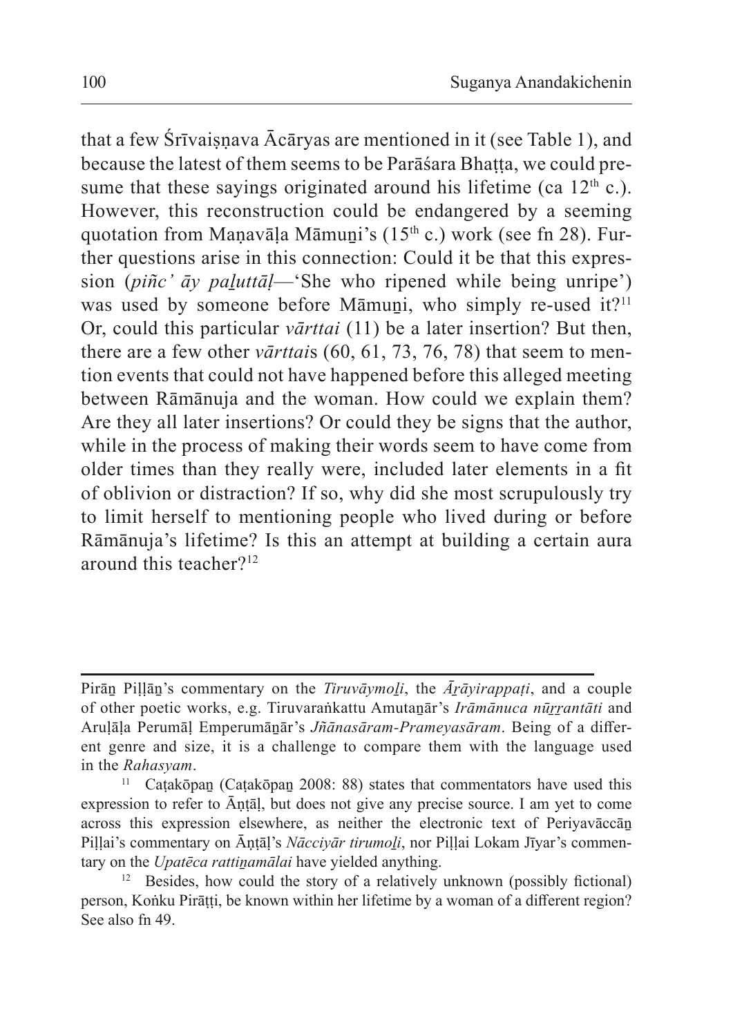that a few Śrīvaiṣṇava Ācāryas are mentioned in it (see Table 1), and because the latest of them seems to be Parāśara Bhaṭṭa, we could presume that these sayings originated around his lifetime (ca 12th c.). However, this reconstruction could be endangered by a seeming quotation from Maṇavāḷa Māmuṉi's (15th c.) work (see fn 28). Further questions arise in this connection: Could it be that this expression (*piñc' āy paḻuttāḷ*—'She who ripened while being unripe') was used by someone before Māmuṉi, who simply re-used it?[11] Or, could this particular *vārttai* (11) be a later insertion? But then, there are a few other *vārttai*s (60, 61, 73, 76, 78) that seem to mention events that could not have happened before this alleged meeting between Rāmānuja and the woman. How could we explain them? Are they all later insertions? Or could they be signs that the author, while in the process of making their words seem to have come from older times than they really were, included later elements in a fit of oblivion or distraction? If so, why did she most scrupulously try to limit herself to mentioning people who lived during or before Rāmānuja's lifetime? Is this an attempt at building a certain aura around this teacher?[12]

---

Pirāṉ Piḷḷāṉ's commentary on the *Tiruvāymoḻi*, the *Āṟāyirappaṭi*, and a couple of other poetic works, e.g. Tiruvaraṅkattu Amutaṉār's *Irāmānuca nūṟṟantāti* and Aruḷāḷa Perumāḷ Emperumāṉār's *Jñānasāram-Prameyasāram*. Being of a different genre and size, it is a challenge to compare them with the language used in the *Rahasyam*.

[11] Caṭakōpaṉ (Caṭakōpaṉ 2008: 88) states that commentators have used this expression to refer to Āṇṭāḷ, but does not give any precise source. I am yet to come across this expression elsewhere, as neither the electronic text of Periyavāccāṉ Piḷḷai's commentary on Āṇṭāḷ's *Nācciyār tirumoḻi*, nor Piḷḷai Lokam Jīyar's commentary on the *Upatēca rattiṉamālai* have yielded anything.

[12] Besides, how could the story of a relatively unknown (possibly fictional) person, Koṅku Pirāṭṭi, be known within her lifetime by a woman of a different region? See also fn 49.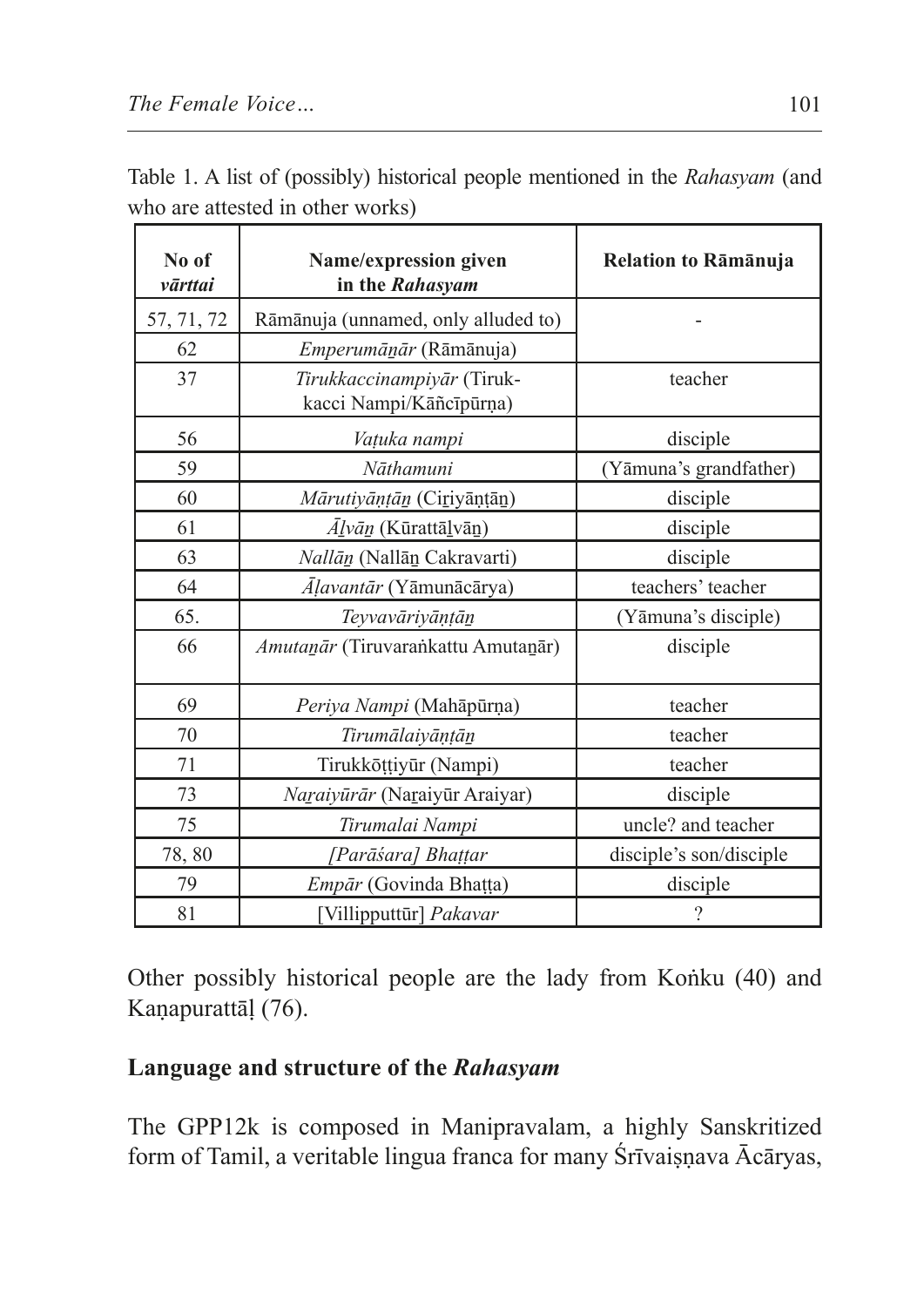Table 1. A list of (possibly) historical people mentioned in the *Rahasyam* (and who are attested in other works)

| No of *vārttai* | Name/expression given in the *Rahasyam* | Relation to Rāmānuja |
|---|---|---|
| 57, 71, 72 | Rāmānuja (unnamed, only alluded to) | - |
| 62 | *Emperumāṉār* (Rāmānuja) | |
| 37 | *Tirukkaccinampiyār* (Tirukkacci Nampi/Kāñcīpūrṇa) | teacher |
| 56 | *Vaṭuka nampi* | disciple |
| 59 | *Nāthamuni* | (Yāmuna's grandfather) |
| 60 | *Mārutiyāṇṭāṉ* (Ciṟiyāṇṭāṉ) | disciple |
| 61 | *Āḻvāṉ* (Kūrattāḻvāṉ) | disciple |
| 63 | *Nallāṉ* (Nallāṉ Cakravarti) | disciple |
| 64 | *Āḷavantār* (Yāmunācārya) | teachers' teacher |
| 65. | *Teyvavāriyāṇṭāṉ* | (Yāmuna's disciple) |
| 66 | *Amutaṉār* (Tiruvaraṅkattu Amutaṉār) | disciple |
| 69 | *Periya Nampi* (Mahāpūrṇa) | teacher |
| 70 | *Tirumālaiyāṇṭāṉ* | teacher |
| 71 | Tirukkōṭṭiyūr (Nampi) | teacher |
| 73 | *Naṟaiyūrār* (Naṟaiyūr Araiyar) | disciple |
| 75 | *Tirumalai Nampi* | uncle? and teacher |
| 78, 80 | *[Parāśara] Bhaṭṭar* | disciple's son/disciple |
| 79 | *Empār* (Govinda Bhaṭṭa) | disciple |
| 81 | [Villipputtūr] *Pakavar* | ? |

Other possibly historical people are the lady from Koṅku (40) and Kaṇapurattāḷ (76).

## Language and structure of the *Rahasyam*

The GPP12k is composed in Manipravalam, a highly Sanskritized form of Tamil, a veritable lingua franca for many Śrīvaiṣṇava Ācāryas,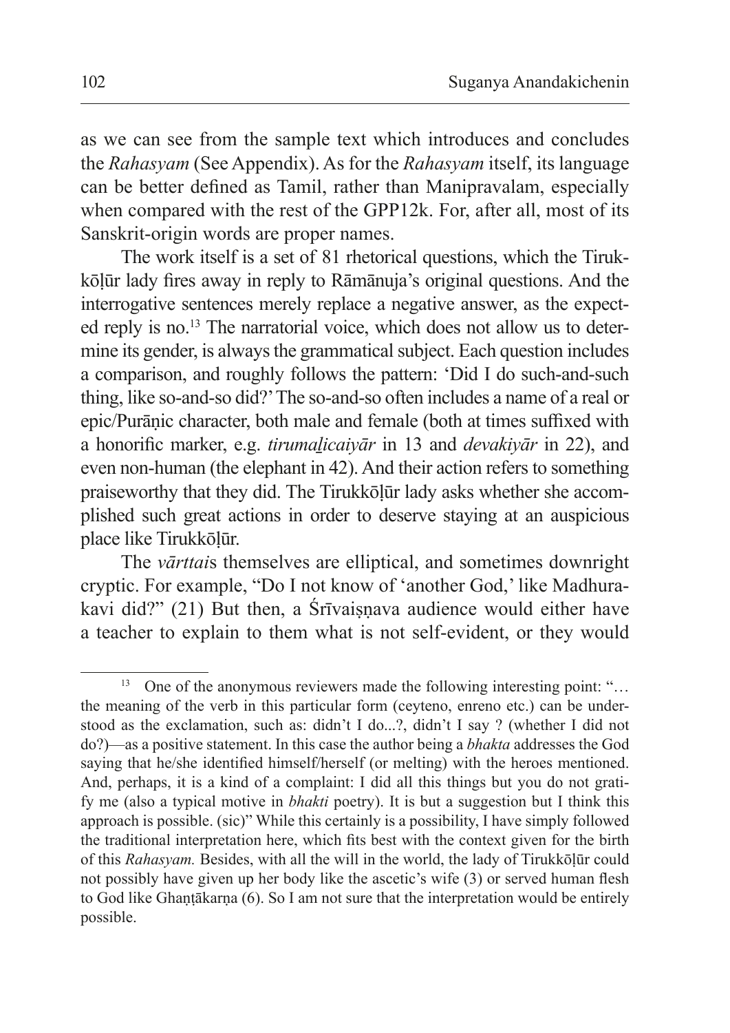as we can see from the sample text which introduces and concludes the *Rahasyam* (See Appendix). As for the *Rahasyam* itself, its language can be better defined as Tamil, rather than Manipravalam, especially when compared with the rest of the GPP12k. For, after all, most of its Sanskrit-origin words are proper names.

The work itself is a set of 81 rhetorical questions, which the Tirukkōḷūr lady fires away in reply to Rāmānuja's original questions. And the interrogative sentences merely replace a negative answer, as the expected reply is no.[13] The narratorial voice, which does not allow us to determine its gender, is always the grammatical subject. Each question includes a comparison, and roughly follows the pattern: 'Did I do such-and-such thing, like so-and-so did?' The so-and-so often includes a name of a real or epic/Purāṇic character, both male and female (both at times suffixed with a honorific marker, e.g. *tirumaḻicaiyār* in 13 and *devakiyār* in 22), and even non-human (the elephant in 42). And their action refers to something praiseworthy that they did. The Tirukkōḷūr lady asks whether she accomplished such great actions in order to deserve staying at an auspicious place like Tirukkōḷūr.

The *vārttai*s themselves are elliptical, and sometimes downright cryptic. For example, "Do I not know of 'another God,' like Madhurakavi did?" (21) But then, a Śrīvaiṣṇava audience would either have a teacher to explain to them what is not self-evident, or they would

---

[13] One of the anonymous reviewers made the following interesting point: "… the meaning of the verb in this particular form (ceyteno, enreno etc.) can be understood as the exclamation, such as: didn't I do...?, didn't I say ? (whether I did not do?)—as a positive statement. In this case the author being a *bhakta* addresses the God saying that he/she identified himself/herself (or melting) with the heroes mentioned. And, perhaps, it is a kind of a complaint: I did all this things but you do not gratify me (also a typical motive in *bhakti* poetry). It is but a suggestion but I think this approach is possible. (sic)" While this certainly is a possibility, I have simply followed the traditional interpretation here, which fits best with the context given for the birth of this *Rahasyam.* Besides, with all the will in the world, the lady of Tirukkōḷūr could not possibly have given up her body like the ascetic's wife (3) or served human flesh to God like Ghaṇṭākarṇa (6). So I am not sure that the interpretation would be entirely possible.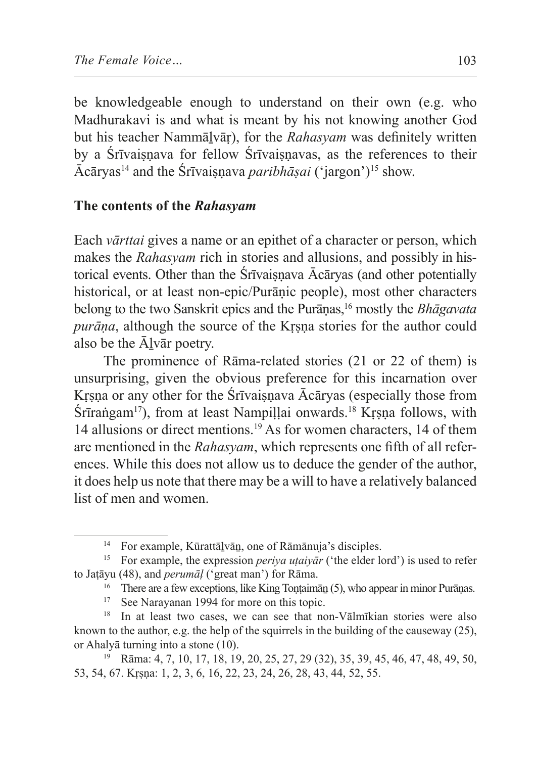be knowledgeable enough to understand on their own (e.g. who Madhurakavi is and what is meant by his not knowing another God but his teacher Nammāḻvāṟ), for the *Rahasyam* was definitely written by a Śrīvaiṣṇava for fellow Śrīvaiṣṇavas, as the references to their Ācāryas[14] and the Śrīvaiṣṇava *paribhāṣai* ('jargon')[15] show.

## The contents of the *Rahasyam*

Each *vārttai* gives a name or an epithet of a character or person, which makes the *Rahasyam* rich in stories and allusions, and possibly in historical events. Other than the Śrīvaiṣṇava Ācāryas (and other potentially historical, or at least non-epic/Purāṇic people), most other characters belong to the two Sanskrit epics and the Purāṇas,[16] mostly the *Bhāgavata purāṇa*, although the source of the Kṛṣṇa stories for the author could also be the Āḻvār poetry.

The prominence of Rāma-related stories (21 or 22 of them) is unsurprising, given the obvious preference for this incarnation over Kṛṣṇa or any other for the Śrīvaiṣṇava Ācāryas (especially those from Śrīraṅgam[17]), from at least Nampiḷḷai onwards.[18] Kṛṣṇa follows, with 14 allusions or direct mentions.[19] As for women characters, 14 of them are mentioned in the *Rahasyam*, which represents one fifth of all references. While this does not allow us to deduce the gender of the author, it does help us note that there may be a will to have a relatively balanced list of men and women.

---

[14] For example, Kūrattāḻvāṉ, one of Rāmānuja's disciples.

[15] For example, the expression *periya uṭaiyār* ('the elder lord') is used to refer to Jaṭāyu (48), and *perumāḷ* ('great man') for Rāma.

[16] There are a few exceptions, like King Toṇṭaimāṉ (5), who appear in minor Purāṇas.

[17] See Narayanan 1994 for more on this topic.

[18] In at least two cases, we can see that non-Vālmīkian stories were also known to the author, e.g. the help of the squirrels in the building of the causeway (25), or Ahalyā turning into a stone (10).

[19] Rāma: 4, 7, 10, 17, 18, 19, 20, 25, 27, 29 (32), 35, 39, 45, 46, 47, 48, 49, 50, 53, 54, 67. Kṛṣṇa: 1, 2, 3, 6, 16, 22, 23, 24, 26, 28, 43, 44, 52, 55.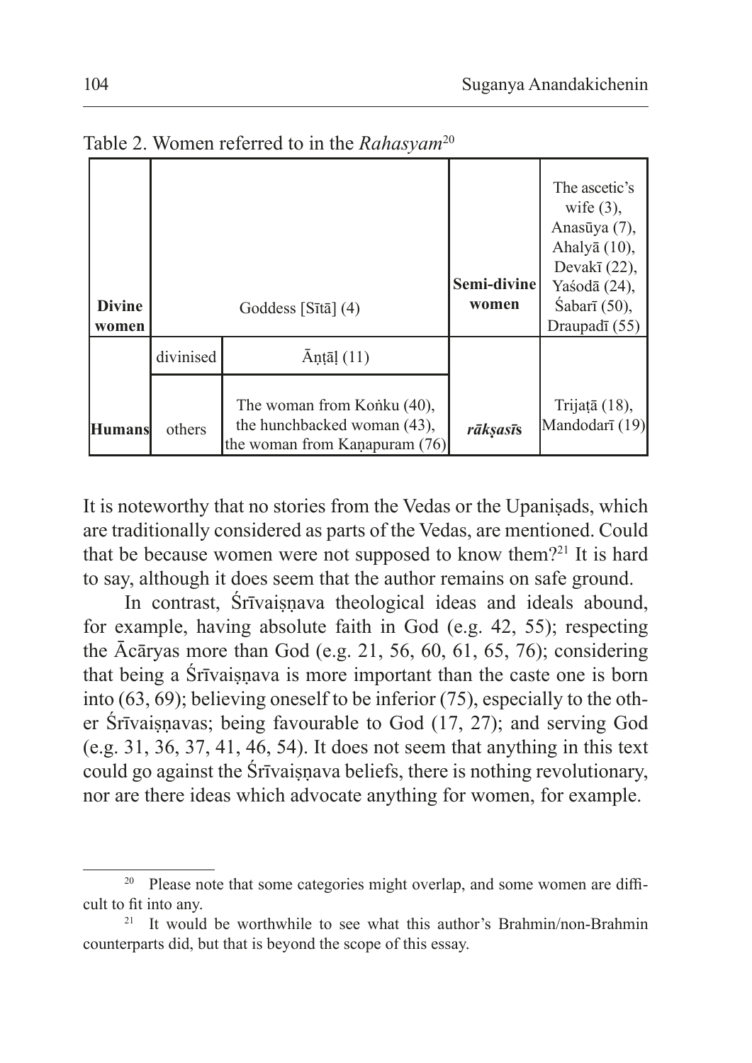Table 2. Women referred to in the *Rahasyam*[20]

| | | | | |
|---|---|---|---|---|
| **Divine women** | Goddess [Sītā] (4) | | **Semi-divine women** | The ascetic's wife (3), Anasūya (7), Ahalyā (10), Devakī (22), Yaśodā (24), Śabarī (50), Draupadī (55) |
| **Humans** | divinised | Āṇṭāḷ (11) | ***rākṣasī*s** | Trijaṭā (18), Mandodarī (19) |
| | others | The woman from Koṅku (40), the hunchbacked woman (43), the woman from Kaṇapuram (76) | | |

It is noteworthy that no stories from the Vedas or the Upaniṣads, which are traditionally considered as parts of the Vedas, are mentioned. Could that be because women were not supposed to know them?[21] It is hard to say, although it does seem that the author remains on safe ground.

In contrast, Śrīvaiṣṇava theological ideas and ideals abound, for example, having absolute faith in God (e.g. 42, 55); respecting the Ācāryas more than God (e.g. 21, 56, 60, 61, 65, 76); considering that being a Śrīvaiṣṇava is more important than the caste one is born into (63, 69); believing oneself to be inferior (75), especially to the other Śrīvaiṣṇavas; being favourable to God (17, 27); and serving God (e.g. 31, 36, 37, 41, 46, 54). It does not seem that anything in this text could go against the Śrīvaiṣṇava beliefs, there is nothing revolutionary, nor are there ideas which advocate anything for women, for example.

---

[20] Please note that some categories might overlap, and some women are difficult to fit into any.

[21] It would be worthwhile to see what this author's Brahmin/non-Brahmin counterparts did, but that is beyond the scope of this essay.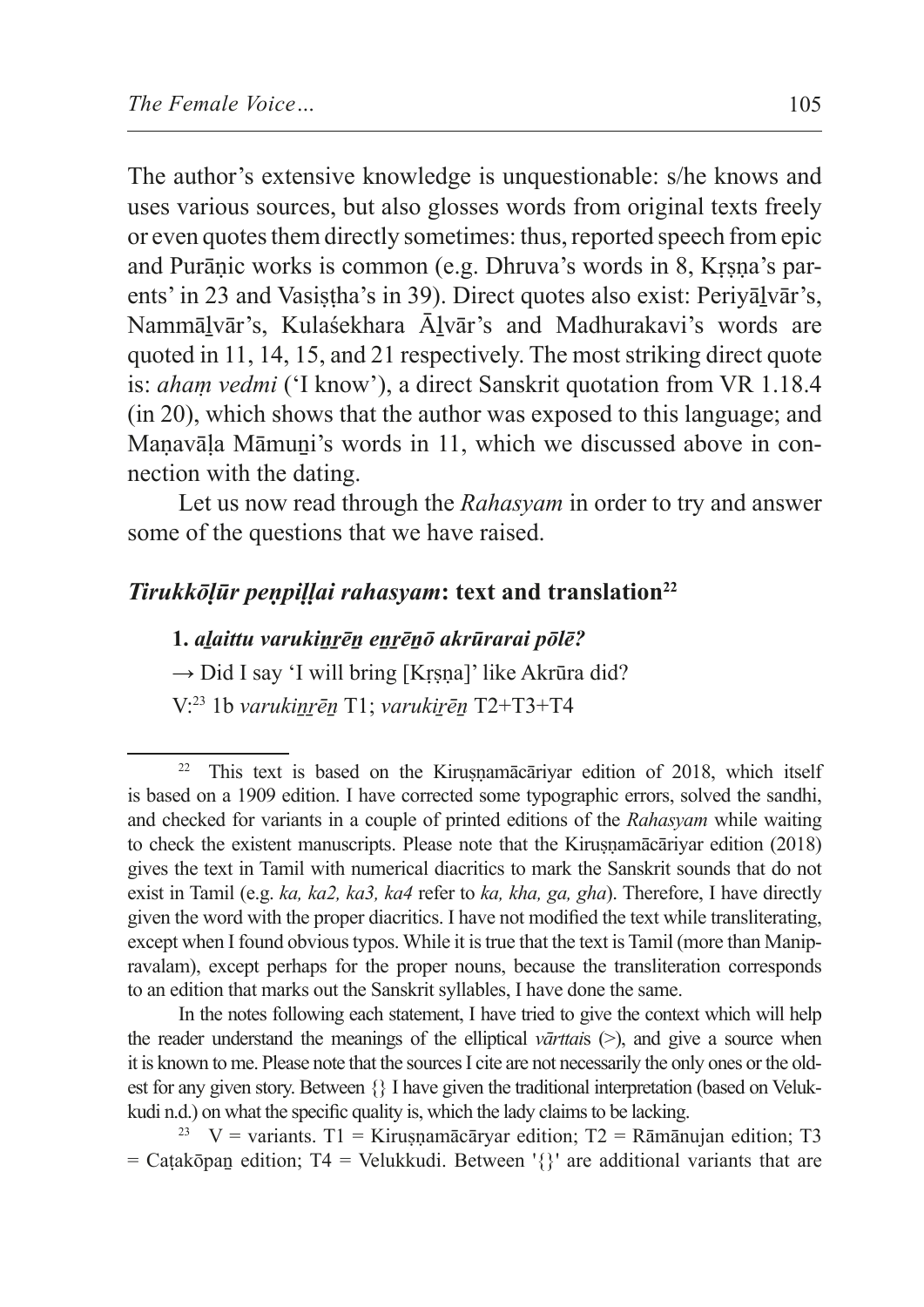The author's extensive knowledge is unquestionable: s/he knows and uses various sources, but also glosses words from original texts freely or even quotes them directly sometimes: thus, reported speech from epic and Purāṇic works is common (e.g. Dhruva's words in 8, Kṛṣṇa's parents' in 23 and Vasiṣṭha's in 39). Direct quotes also exist: Periyāḻvār's, Nammāḻvār's, Kulaśekhara Āḻvār's and Madhurakavi's words are quoted in 11, 14, 15, and 21 respectively. The most striking direct quote is: *ahaṃ vedmi* ('I know'), a direct Sanskrit quotation from VR 1.18.4 (in 20), which shows that the author was exposed to this language; and Maṇavāḷa Māmuṉi's words in 11, which we discussed above in connection with the dating.

Let us now read through the *Rahasyam* in order to try and answer some of the questions that we have raised.

## *Tirukkōḷūr peṇpiḷḷai rahasyam*: text and translation[22]

**1. *aḻaittu varukiṉṟēṉ eṉṟēṉō akrūrarai pōlē?***

→ Did I say 'I will bring [Kṛṣṇa]' like Akrūra did?

V:[23] 1b *varukiṉṟēṉ* T1; *varukiṟēṉ* T2+T3+T4

---

[22] This text is based on the Kiruṣṇamācāriyar edition of 2018, which itself is based on a 1909 edition. I have corrected some typographic errors, solved the sandhi, and checked for variants in a couple of printed editions of the *Rahasyam* while waiting to check the existent manuscripts. Please note that the Kiruṣṇamācāriyar edition (2018) gives the text in Tamil with numerical diacritics to mark the Sanskrit sounds that do not exist in Tamil (e.g. *ka, ka2, ka3, ka4* refer to *ka, kha, ga, gha*). Therefore, I have directly given the word with the proper diacritics. I have not modified the text while transliterating, except when I found obvious typos. While it is true that the text is Tamil (more than Manipravalam), except perhaps for the proper nouns, because the transliteration corresponds to an edition that marks out the Sanskrit syllables, I have done the same.

In the notes following each statement, I have tried to give the context which will help the reader understand the meanings of the elliptical *vārttai*s (>), and give a source when it is known to me. Please note that the sources I cite are not necessarily the only ones or the oldest for any given story. Between {} I have given the traditional interpretation (based on Velukkudi n.d.) on what the specific quality is, which the lady claims to be lacking.

[23] V = variants. T1 = Kiruṣṇamācāryar edition; T2 = Rāmānujan edition; T3 = Caṭakōpaṉ edition; T4 = Velukkudi. Between '{}' are additional variants that are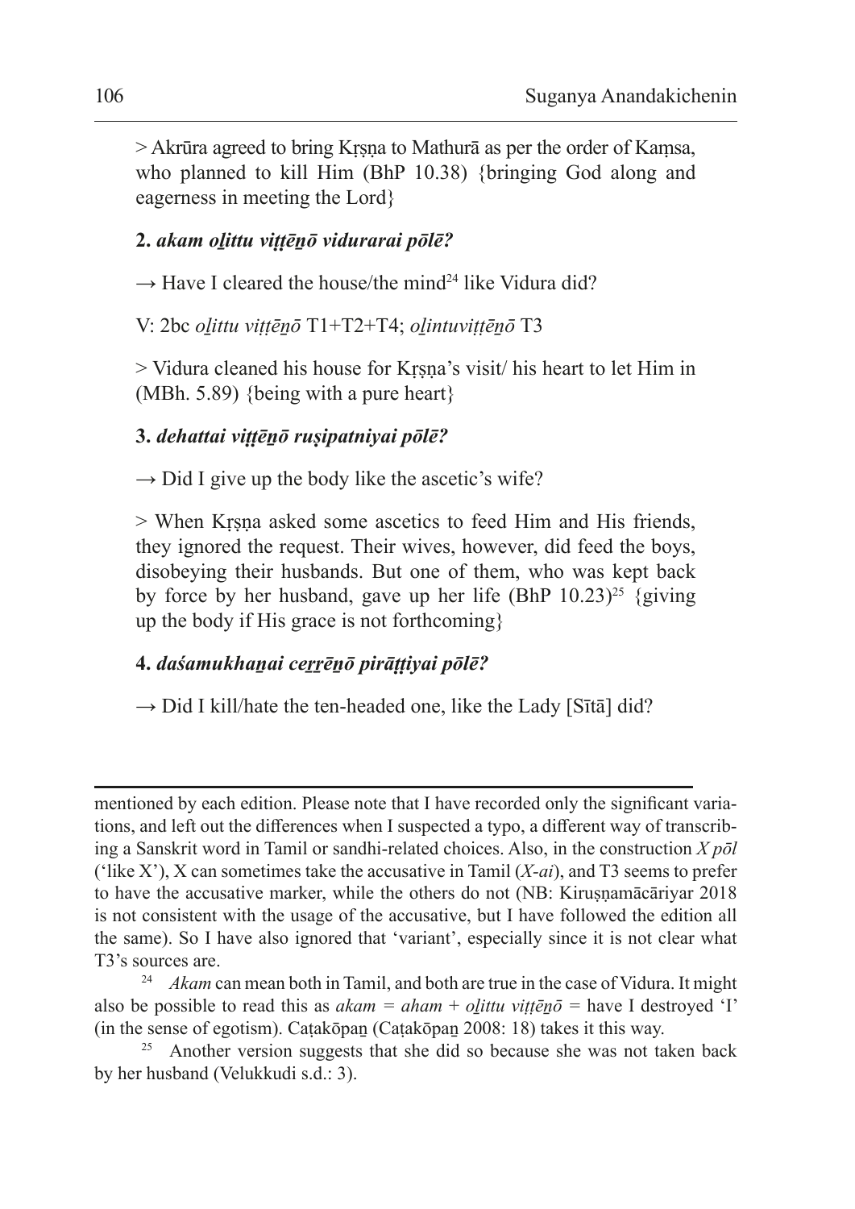> Akrūra agreed to bring Kṛṣṇa to Mathurā as per the order of Kaṃsa, who planned to kill Him (BhP 10.38) {bringing God along and eagerness in meeting the Lord}

**2.** ***akam oḻittu viṭṭēṉō vidurarai pōlē?***

→ Have I cleared the house/the mind[24] like Vidura did?

V: 2bc *oḻittu viṭṭēṉō* T1+T2+T4; *oḻintuviṭṭēṉō* T3

> Vidura cleaned his house for Kṛṣṇa's visit/ his heart to let Him in (MBh. 5.89) {being with a pure heart}

**3.** ***dehattai viṭṭēṉō ruṣipatniyai pōlē?***

→ Did I give up the body like the ascetic's wife?

> When Kṛṣṇa asked some ascetics to feed Him and His friends, they ignored the request. Their wives, however, did feed the boys, disobeying their husbands. But one of them, who was kept back by force by her husband, gave up her life (BhP 10.23)[25] {giving up the body if His grace is not forthcoming}

**4.** ***daśamukhaṉai ceṟṟēṉō pirāṭṭiyai pōlē?***

→ Did I kill/hate the ten-headed one, like the Lady [Sītā] did?

---

mentioned by each edition. Please note that I have recorded only the significant variations, and left out the differences when I suspected a typo, a different way of transcribing a Sanskrit word in Tamil or sandhi-related choices. Also, in the construction *X pōl* ('like X'), X can sometimes take the accusative in Tamil (*X-ai*), and T3 seems to prefer to have the accusative marker, while the others do not (NB: Kiruṣṇamācāriyar 2018 is not consistent with the usage of the accusative, but I have followed the edition all the same). So I have also ignored that 'variant', especially since it is not clear what T3's sources are.

[24] *Akam* can mean both in Tamil, and both are true in the case of Vidura. It might also be possible to read this as *akam* = *aham* + *oḻittu viṭṭēṉō* = have I destroyed 'I' (in the sense of egotism). Caṭakōpaṉ (Caṭakōpaṉ 2008: 18) takes it this way.

[25] Another version suggests that she did so because she was not taken back by her husband (Velukkudi s.d.: 3).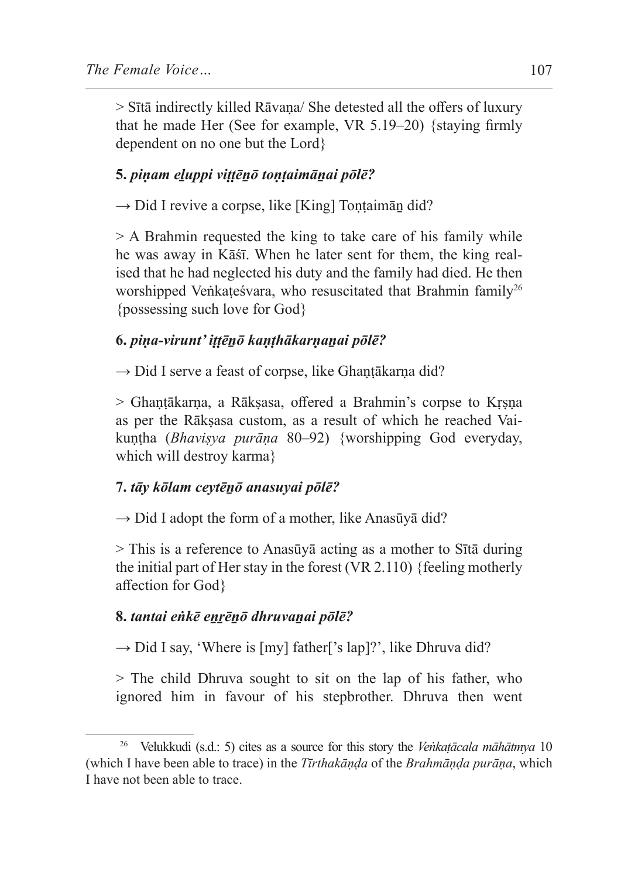> Sītā indirectly killed Rāvaṇa/ She detested all the offers of luxury that he made Her (See for example, VR 5.19–20) {staying firmly dependent on no one but the Lord}

**5.** ***piṇam eḻuppi viṭṭēṉō toṇṭaimāṉai pōlē?***

→ Did I revive a corpse, like [King] Toṇṭaimāṉ did?

> A Brahmin requested the king to take care of his family while he was away in Kāśī. When he later sent for them, the king realised that he had neglected his duty and the family had died. He then worshipped Veṅkaṭeśvara, who resuscitated that Brahmin family[26] {possessing such love for God}

**6.** ***piṇa-viruntʼ iṭṭēṉō kaṇṭhākarṇaṉai pōlē?***

→ Did I serve a feast of corpse, like Ghaṇṭākarṇa did?

> Ghaṇṭākarṇa, a Rākṣasa, offered a Brahmin's corpse to Kṛṣṇa as per the Rākṣasa custom, as a result of which he reached Vaikuṇṭha (*Bhaviṣya purāṇa* 80–92) {worshipping God everyday, which will destroy karma}

**7.** ***tāy kōlam ceytēṉō anasuyai pōlē?***

→ Did I adopt the form of a mother, like Anasūyā did?

> This is a reference to Anasūyā acting as a mother to Sītā during the initial part of Her stay in the forest (VR 2.110) {feeling motherly affection for God}

**8.** ***tantai eṅkē eṉṟēṉō dhruvaṉai pōlē?***

→ Did I say, 'Where is [my] father['s lap]?', like Dhruva did?

> The child Dhruva sought to sit on the lap of his father, who ignored him in favour of his stepbrother. Dhruva then went

---

[26] Velukkudi (s.d.: 5) cites as a source for this story the *Veṅkaṭācala māhātmya* 10 (which I have been able to trace) in the *Tīrthakāṇḍa* of the *Brahmāṇḍa purāṇa*, which I have not been able to trace.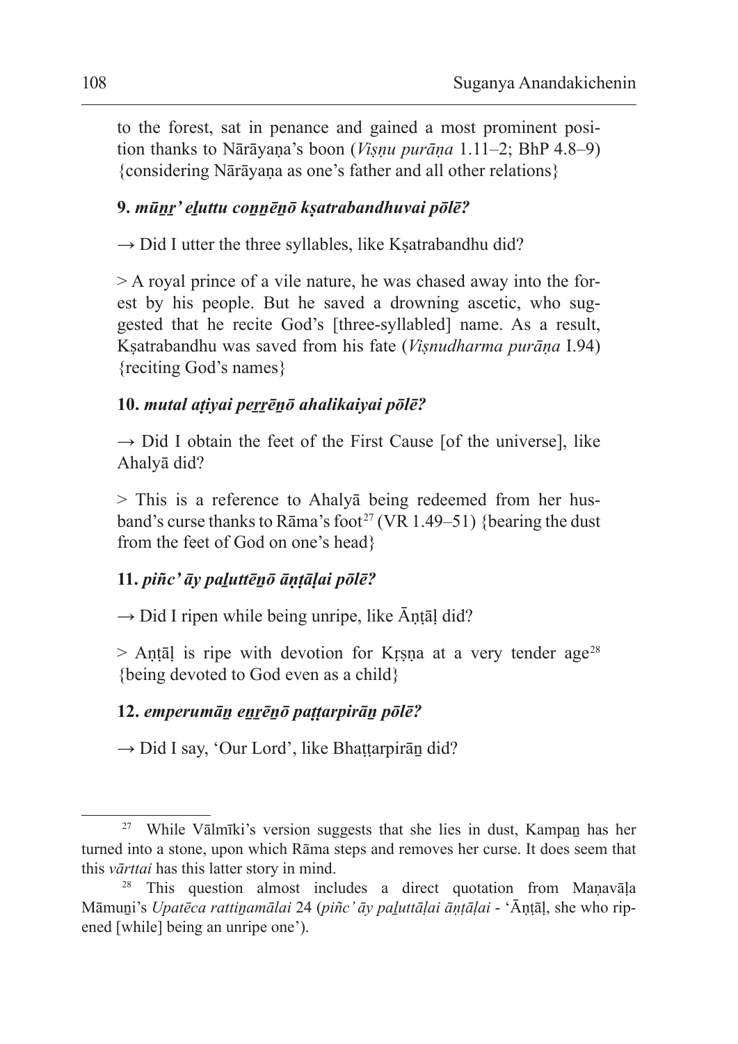to the forest, sat in penance and gained a most prominent position thanks to Nārāyaṇa's boon (*Viṣṇu purāṇa* 1.11–2; BhP 4.8–9) {considering Nārāyaṇa as one's father and all other relations}

**9. *mūṉṟ' eḻuttu coṉṉēṉō kṣatrabandhuvai pōlē?***

→ Did I utter the three syllables, like Kṣatrabandhu did?

> A royal prince of a vile nature, he was chased away into the forest by his people. But he saved a drowning ascetic, who suggested that he recite God's [three-syllabled] name. As a result, Kṣatrabandhu was saved from his fate (*Viṣnudharma purāṇa* I.94) {reciting God's names}

**10. *mutal aṭiyai peṟṟēṉō ahalikaiyai pōlē?***

→ Did I obtain the feet of the First Cause [of the universe], like Ahalyā did?

> This is a reference to Ahalyā being redeemed from her husband's curse thanks to Rāma's foot[27] (VR 1.49–51) {bearing the dust from the feet of God on one's head}

**11. *piñc' āy paḻuttēṉō āṇṭāḷai pōlē?***

→ Did I ripen while being unripe, like Āṇṭāḷ did?

> Aṇṭāḷ is ripe with devotion for Kṛṣṇa at a very tender age[28] {being devoted to God even as a child}

**12. *emperumāṉ eṉṟēṉō paṭṭarpirāṉ pōlē?***

→ Did I say, 'Our Lord', like Bhaṭṭarpirāṉ did?

---

[27] While Vālmīki's version suggests that she lies in dust, Kampaṉ has her turned into a stone, upon which Rāma steps and removes her curse. It does seem that this *vārttai* has this latter story in mind.

[28] This question almost includes a direct quotation from Maṇavāḷa Māmuṉi's *Upatēca rattiṉamālai* 24 (*piñc' āy paḻuttāḷai āṇṭāḷai* - 'Āṇṭāḷ, she who ripened [while] being an unripe one').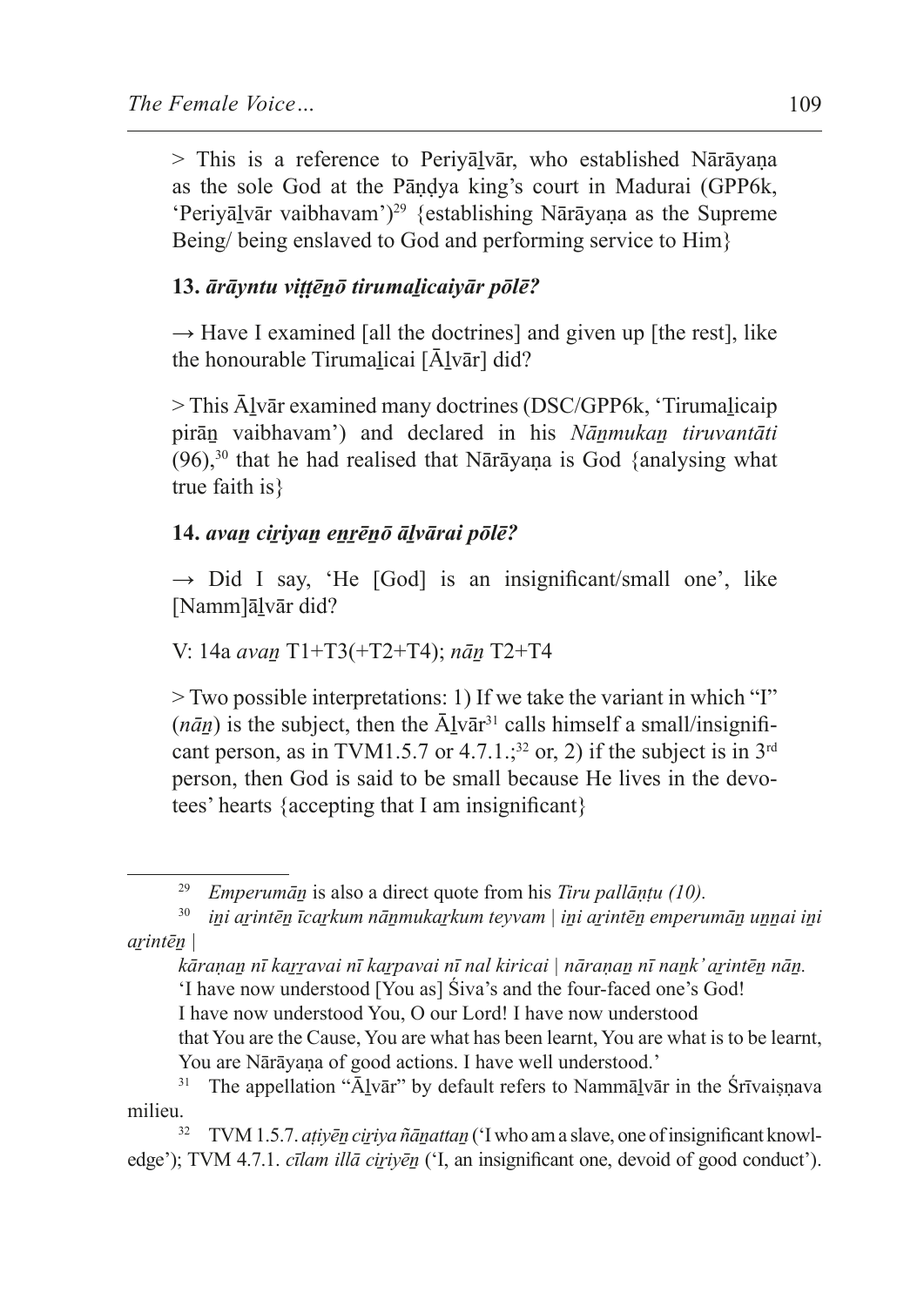> This is a reference to Periyāḻvār, who established Nārāyaṇa as the sole God at the Pāṇḍya king's court in Madurai (GPP6k, 'Periyāḻvār vaibhavam')[29] {establishing Nārāyaṇa as the Supreme Being/ being enslaved to God and performing service to Him}

**13.** ***ārāyntu viṭṭēṉō tirumaḻicaiyār pōlē?***

→ Have I examined [all the doctrines] and given up [the rest], like the honourable Tirumaḻicai [Āḻvār] did?

> This Āḻvār examined many doctrines (DSC/GPP6k, 'Tirumaḻicaip pirāṉ vaibhavam') and declared in his *Nāṉmukaṉ tiruvantāti* (96),[30] that he had realised that Nārāyaṇa is God {analysing what true faith is}

**14.** ***avaṉ ciṟiyaṉ eṉṟēṉō āḻvārai pōlē?***

→ Did I say, 'He [God] is an insignificant/small one', like [Namm]āḻvār did?

V: 14a *avaṉ* T1+T3(+T2+T4); *nāṉ* T2+T4

> Two possible interpretations: 1) If we take the variant in which "I" (*nāṉ*) is the subject, then the Āḻvār[31] calls himself a small/insignificant person, as in TVM1.5.7 or 4.7.1.;[32] or, 2) if the subject is in 3rd person, then God is said to be small because He lives in the devotees' hearts {accepting that I am insignificant}

---

[29] *Emperumāṉ* is also a direct quote from his *Tiru pallāṇṭu (10).*

[30] *iṉi aṟintēṉ īcaṟkum nāṉmukaṟkum teyvam | iṉi aṟintēṉ emperumāṉ uṉṉai iṉi aṟintēṉ |*
*kāraṇaṉ nī kaṟṟavai nī kaṟpavai nī nal kiricai | nāraṇaṉ nī naṉk' aṟintēṉ nāṉ.*
'I have now understood [You as] Śiva's and the four-faced one's God!
I have now understood You, O our Lord! I have now understood
that You are the Cause, You are what has been learnt, You are what is to be learnt,
You are Nārāyaṇa of good actions. I have well understood.'

[31] The appellation "Āḻvār" by default refers to Nammāḻvār in the Śrīvaiṣṇava milieu.

[32] TVM 1.5.7. *aṭiyēṉ ciṟiya ñāṉattaṉ* ('I who am a slave, one of insignificant knowledge'); TVM 4.7.1. *cīlam illā ciṟiyēṉ* ('I, an insignificant one, devoid of good conduct').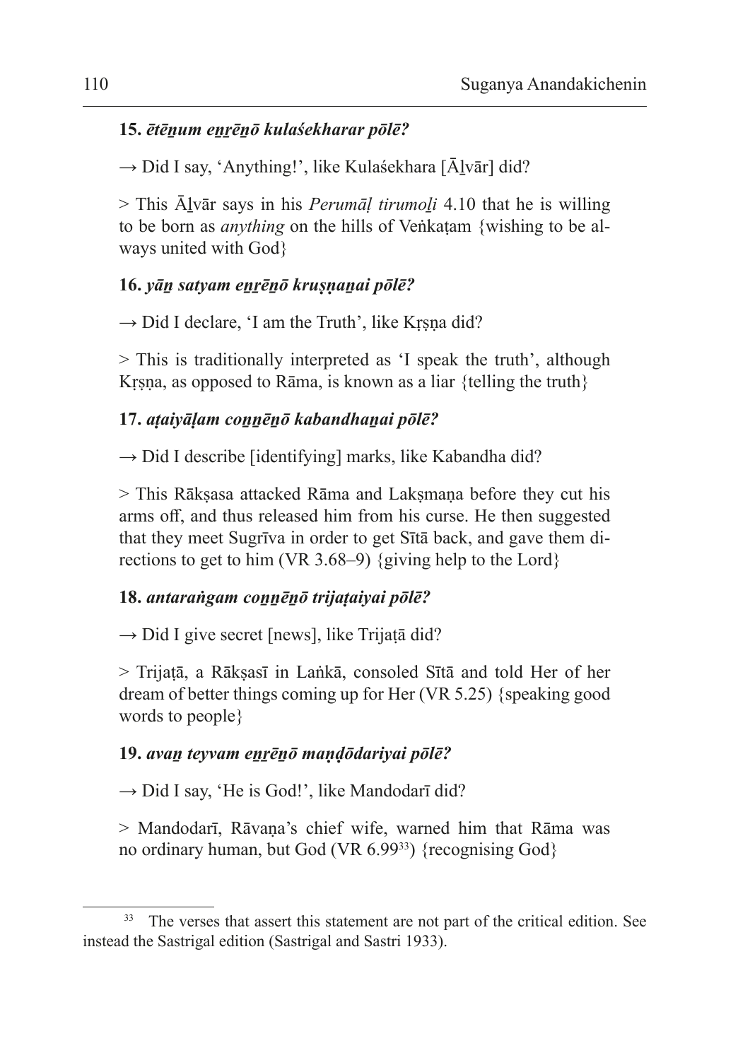**15.** ***ētēṉum eṉṟēṉō kulaśekharar pōlē?***

→ Did I say, 'Anything!', like Kulaśekhara [Āḻvār] did?

> This Āḻvār says in his *Perumāḷ tirumoḻi* 4.10 that he is willing to be born as *anything* on the hills of Veṅkaṭam {wishing to be always united with God}

**16.** ***yāṉ satyam eṉṟēṉō kruṣṇaṉai pōlē?***

→ Did I declare, 'I am the Truth', like Kṛṣṇa did?

> This is traditionally interpreted as 'I speak the truth', although Kṛṣṇa, as opposed to Rāma, is known as a liar {telling the truth}

**17.** ***aṭaiyāḷam coṉṉēṉō kabandhaṉai pōlē?***

→ Did I describe [identifying] marks, like Kabandha did?

> This Rākṣasa attacked Rāma and Lakṣmaṇa before they cut his arms off, and thus released him from his curse. He then suggested that they meet Sugrīva in order to get Sītā back, and gave them directions to get to him (VR 3.68–9) {giving help to the Lord}

**18.** ***antaraṅgam coṉṉēṉō trijaṭaiyai pōlē?***

→ Did I give secret [news], like Trijaṭā did?

> Trijaṭā, a Rākṣasī in Laṅkā, consoled Sītā and told Her of her dream of better things coming up for Her (VR 5.25) {speaking good words to people}

**19.** ***avaṉ teyvam eṉṟēṉō maṇḍōdariyai pōlē?***

→ Did I say, 'He is God!', like Mandodarī did?

> Mandodarī, Rāvaṇa's chief wife, warned him that Rāma was no ordinary human, but God (VR 6.99[33]) {recognising God}

[33] The verses that assert this statement are not part of the critical edition. See instead the Sastrigal edition (Sastrigal and Sastri 1933).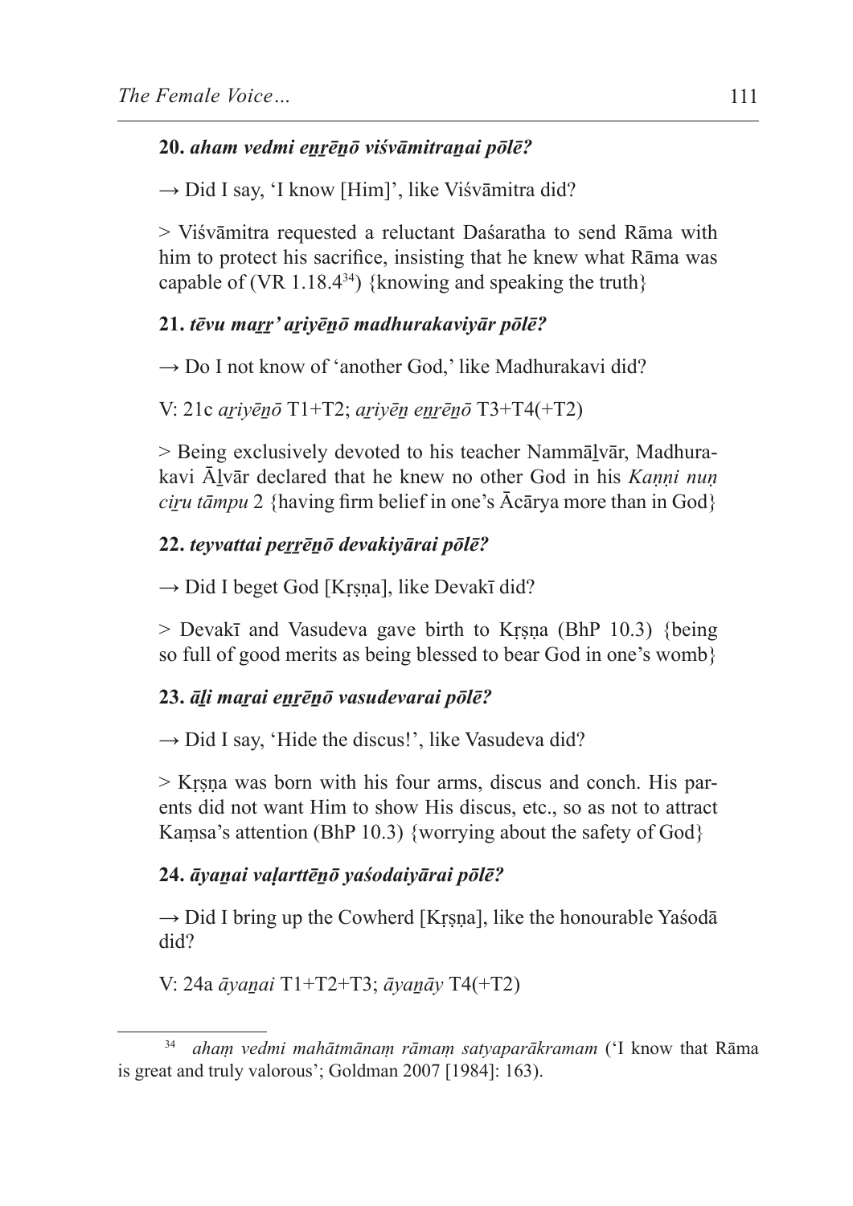**20.** ***aham vedmi eṉṟēṉō viśvāmitraṉai pōlē?***

→ Did I say, 'I know [Him]', like Viśvāmitra did?

> Viśvāmitra requested a reluctant Daśaratha to send Rāma with him to protect his sacrifice, insisting that he knew what Rāma was capable of (VR 1.18.4[34]) {knowing and speaking the truth}

**21.** ***tēvu maṟṟ' aṟiyēṉō madhurakaviyār pōlē?***

→ Do I not know of 'another God,' like Madhurakavi did?

V: 21c *aṟiyēṉō* T1+T2; *aṟiyēṉ eṉṟēṉō* T3+T4(+T2)

> Being exclusively devoted to his teacher Nammāḻvār, Madhurakavi Āḻvār declared that he knew no other God in his *Kaṇṇi nuṇ ciṟu tāmpu* 2 {having firm belief in one's Ācārya more than in God}

**22.** ***teyvattai peṟṟēṉō devakiyārai pōlē?***

→ Did I beget God [Kṛṣṇa], like Devakī did?

> Devakī and Vasudeva gave birth to Kṛṣṇa (BhP 10.3) {being so full of good merits as being blessed to bear God in one's womb}

**23.** ***āḻi maṟai eṉṟēṉō vasudevarai pōlē?***

→ Did I say, 'Hide the discus!', like Vasudeva did?

> Kṛṣṇa was born with his four arms, discus and conch. His parents did not want Him to show His discus, etc., so as not to attract Kaṃsa's attention (BhP 10.3) {worrying about the safety of God}

**24.** ***āyaṉai vaḷarttēṉō yaśodaiyārai pōlē?***

→ Did I bring up the Cowherd [Kṛṣṇa], like the honourable Yaśodā did?

V: 24a *āyaṉai* T1+T2+T3; *āyaṉāy* T4(+T2)

---

[34] *ahaṃ vedmi mahātmānaṃ rāmaṃ satyaparākramam* ('I know that Rāma is great and truly valorous'; Goldman 2007 [1984]: 163).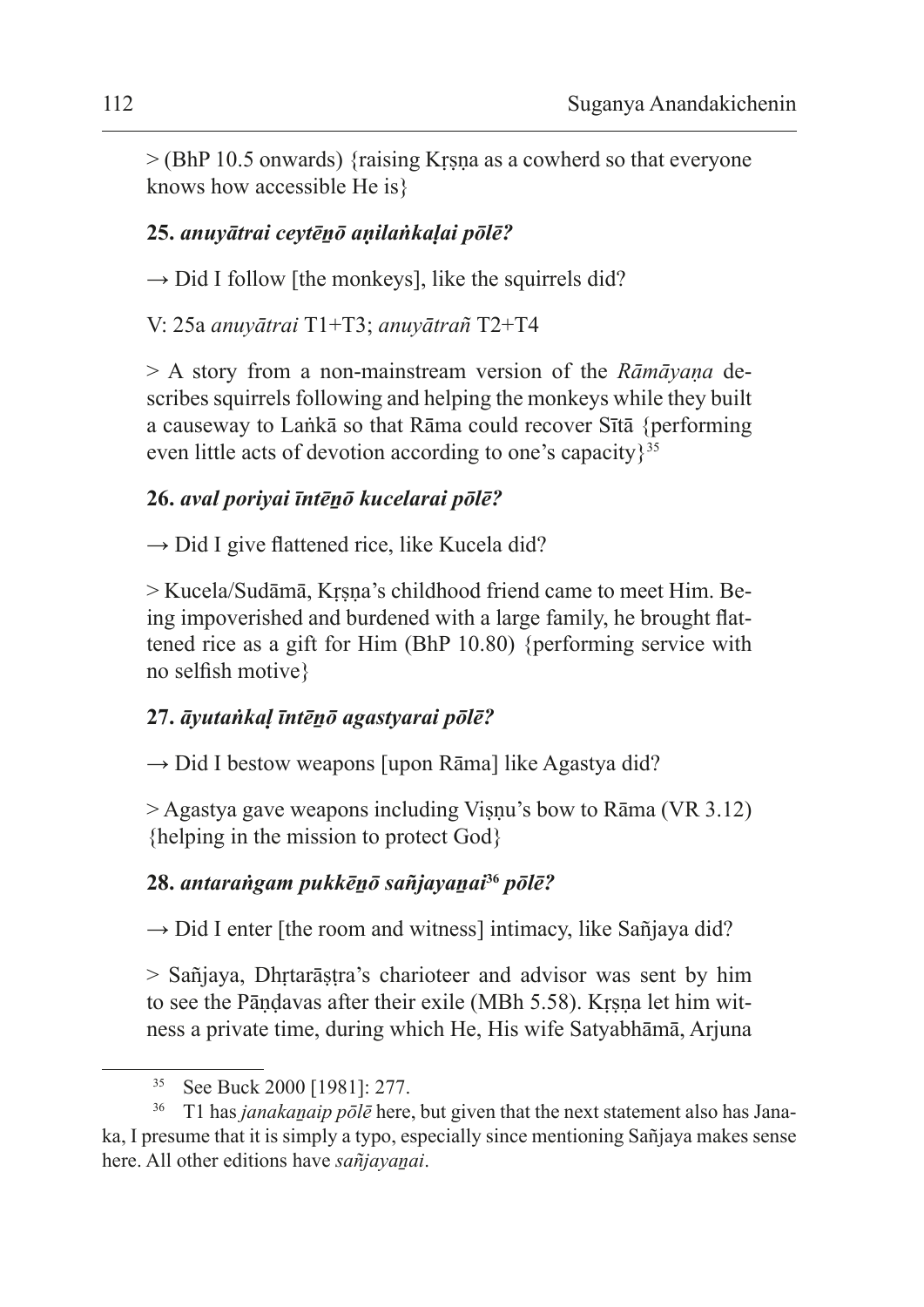> (BhP 10.5 onwards) {raising Kṛṣṇa as a cowherd so that everyone knows how accessible He is}

**25. *anuyātrai ceytēṉō aṇilaṅkaḷai pōlē?***

→ Did I follow [the monkeys], like the squirrels did?

V: 25a *anuyātrai* T1+T3; *anuyātrañ* T2+T4

> A story from a non-mainstream version of the *Rāmāyaṇa* describes squirrels following and helping the monkeys while they built a causeway to Laṅkā so that Rāma could recover Sītā {performing even little acts of devotion according to one's capacity}[35]

**26. *aval poriyai īntēṉō kucelarai pōlē?***

→ Did I give flattened rice, like Kucela did?

> Kucela/Sudāmā, Kṛṣṇa's childhood friend came to meet Him. Being impoverished and burdened with a large family, he brought flattened rice as a gift for Him (BhP 10.80) {performing service with no selfish motive}

**27. *āyutaṅkaḷ īntēṉō agastyarai pōlē?***

→ Did I bestow weapons [upon Rāma] like Agastya did?

> Agastya gave weapons including Viṣṇu's bow to Rāma (VR 3.12) {helping in the mission to protect God}

**28. *antaraṅgam pukkēṉō sañjayaṉai*[36] *pōlē?***

→ Did I enter [the room and witness] intimacy, like Sañjaya did?

> Sañjaya, Dhṛtarāṣṭra's charioteer and advisor was sent by him to see the Pāṇḍavas after their exile (MBh 5.58). Kṛṣṇa let him witness a private time, during which He, His wife Satyabhāmā, Arjuna

[35] See Buck 2000 [1981]: 277.

[36] T1 has *janakaṉaip pōlē* here, but given that the next statement also has Janaka, I presume that it is simply a typo, especially since mentioning Sañjaya makes sense here. All other editions have *sañjayaṉai*.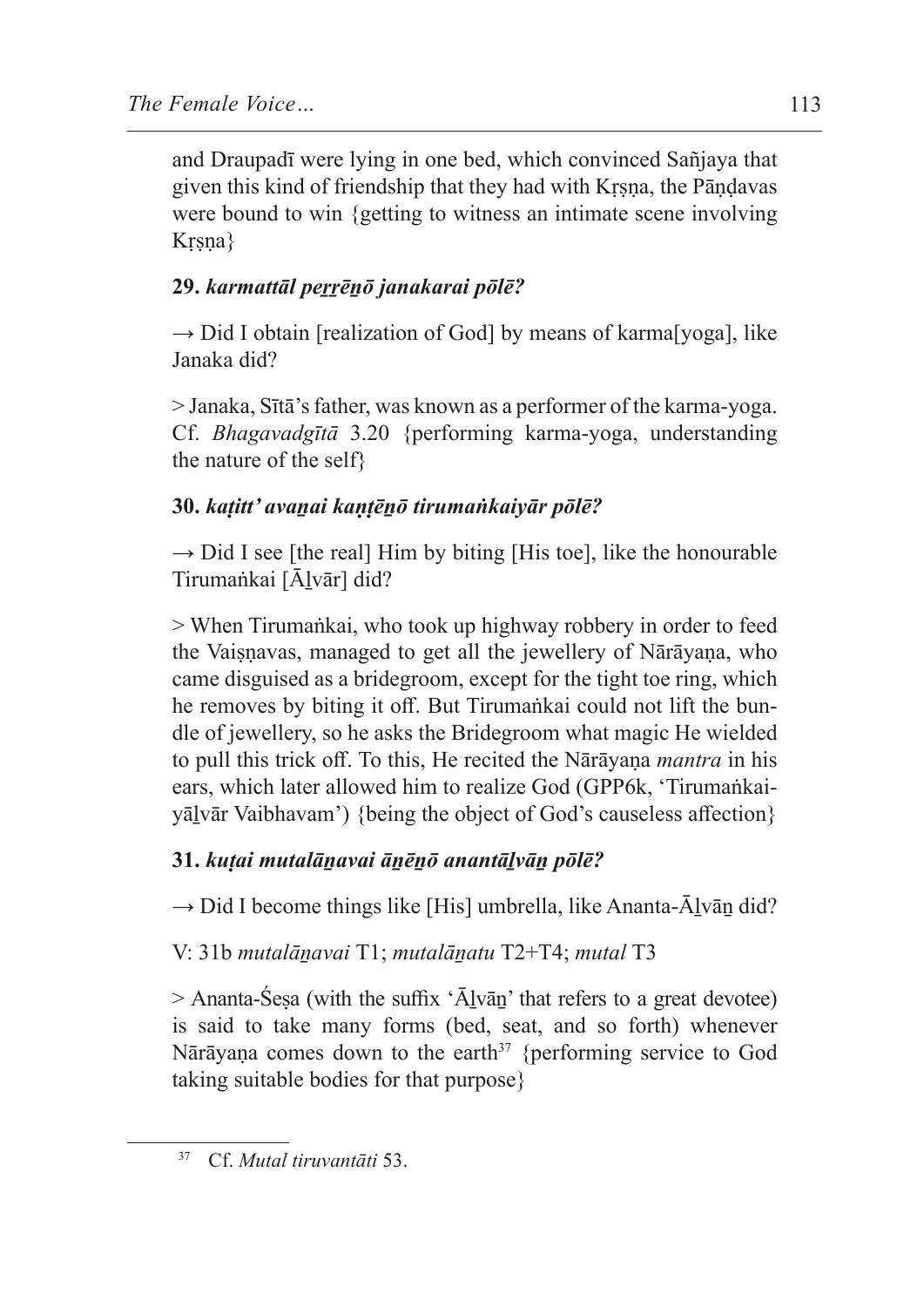and Draupadī were lying in one bed, which convinced Sañjaya that given this kind of friendship that they had with Kṛṣṇa, the Pāṇḍavas were bound to win {getting to witness an intimate scene involving Kṛṣṇa}

**29.** ***karmattāl peṟṟēṉō janakarai pōlē?***

→ Did I obtain [realization of God] by means of karma[yoga], like Janaka did?

> Janaka, Sītā's father, was known as a performer of the karma-yoga. Cf. *Bhagavadgītā* 3.20 {performing karma-yoga, understanding the nature of the self}

**30.** ***kaṭitt' avaṉai kaṇṭēṉō tirumaṅkaiyār pōlē?***

→ Did I see [the real] Him by biting [His toe], like the honourable Tirumaṅkai [Āḻvār] did?

> When Tirumaṅkai, who took up highway robbery in order to feed the Vaiṣṇavas, managed to get all the jewellery of Nārāyaṇa, who came disguised as a bridegroom, except for the tight toe ring, which he removes by biting it off. But Tirumaṅkai could not lift the bundle of jewellery, so he asks the Bridegroom what magic He wielded to pull this trick off. To this, He recited the Nārāyaṇa *mantra* in his ears, which later allowed him to realize God (GPP6k, 'Tirumaṅkaiyāḻvār Vaibhavam') {being the object of God's causeless affection}

**31.** ***kuṭai mutalāṉavai āṉēṉō anantāḻvāṉ pōlē?***

→ Did I become things like [His] umbrella, like Ananta-Āḻvāṉ did?

V: 31b *mutalāṉavai* T1; *mutalāṉatu* T2+T4; *mutal* T3

> Ananta-Śeṣa (with the suffix 'Āḻvāṉ' that refers to a great devotee) is said to take many forms (bed, seat, and so forth) whenever Nārāyaṇa comes down to the earth[37] {performing service to God taking suitable bodies for that purpose}

[37] Cf. *Mutal tiruvantāti* 53.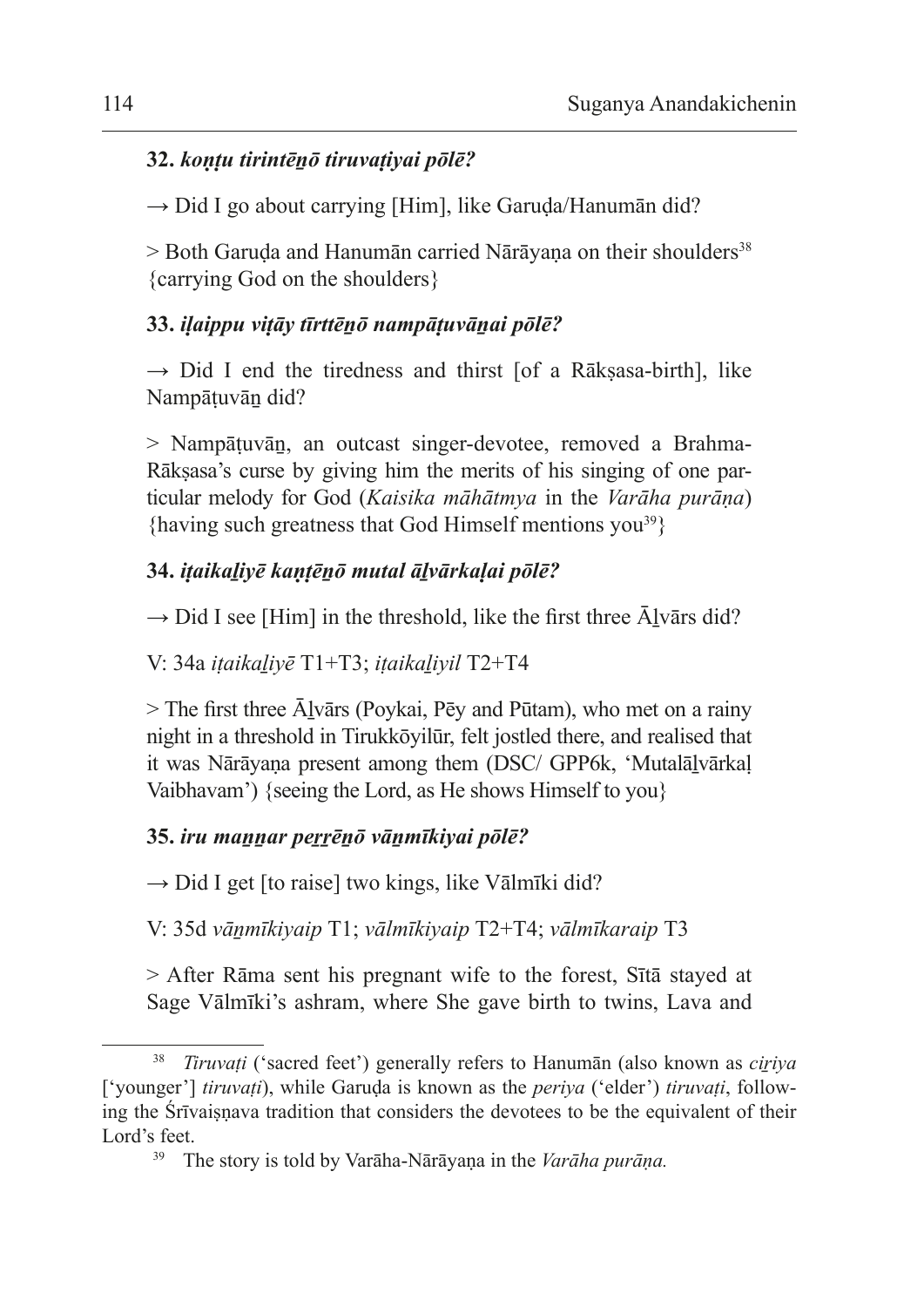**32.** ***koṇṭu tirintēṉō tiruvaṭiyai pōlē?***

→ Did I go about carrying [Him], like Garuḍa/Hanumān did?

> Both Garuḍa and Hanumān carried Nārāyaṇa on their shoulders[38] {carrying God on the shoulders}

**33.** ***iḷaippu viṭāy tīrttēṉō nampāṭuvāṉai pōlē?***

→ Did I end the tiredness and thirst [of a Rākṣasa-birth], like Nampāṭuvāṉ did?

> Nampāṭuvāṉ, an outcast singer-devotee, removed a Brahma-Rākṣasa's curse by giving him the merits of his singing of one particular melody for God (*Kaisika māhātmya* in the *Varāha purāṇa*) {having such greatness that God Himself mentions you[39]}

**34.** ***iṭaikaḻiyē kaṇṭēṉō mutal āḻvārkaḷai pōlē?***

→ Did I see [Him] in the threshold, like the first three Āḻvārs did?

V: 34a *iṭaikaḻiyē* T1+T3; *iṭaikaḻiyil* T2+T4

> The first three Āḻvārs (Poykai, Pēy and Pūtam), who met on a rainy night in a threshold in Tirukkōyilūr, felt jostled there, and realised that it was Nārāyaṇa present among them (DSC/ GPP6k, 'Mutalāḻvārkaḷ Vaibhavam') {seeing the Lord, as He shows Himself to you}

**35.** ***iru maṉṉar peṟṟēṉō vāṉmīkiyai pōlē?***

→ Did I get [to raise] two kings, like Vālmīki did?

V: 35d *vāṉmīkiyaip* T1; *vālmīkiyaip* T2+T4; *vālmīkaraip* T3

> After Rāma sent his pregnant wife to the forest, Sītā stayed at Sage Vālmīki's ashram, where She gave birth to twins, Lava and

---

[38] *Tiruvaṭi* ('sacred feet') generally refers to Hanumān (also known as *ciṟiya* ['younger'] *tiruvaṭi*), while Garuḍa is known as the *periya* ('elder') *tiruvaṭi*, following the Śrīvaiṣṇava tradition that considers the devotees to be the equivalent of their Lord's feet.

[39] The story is told by Varāha-Nārāyaṇa in the *Varāha purāṇa.*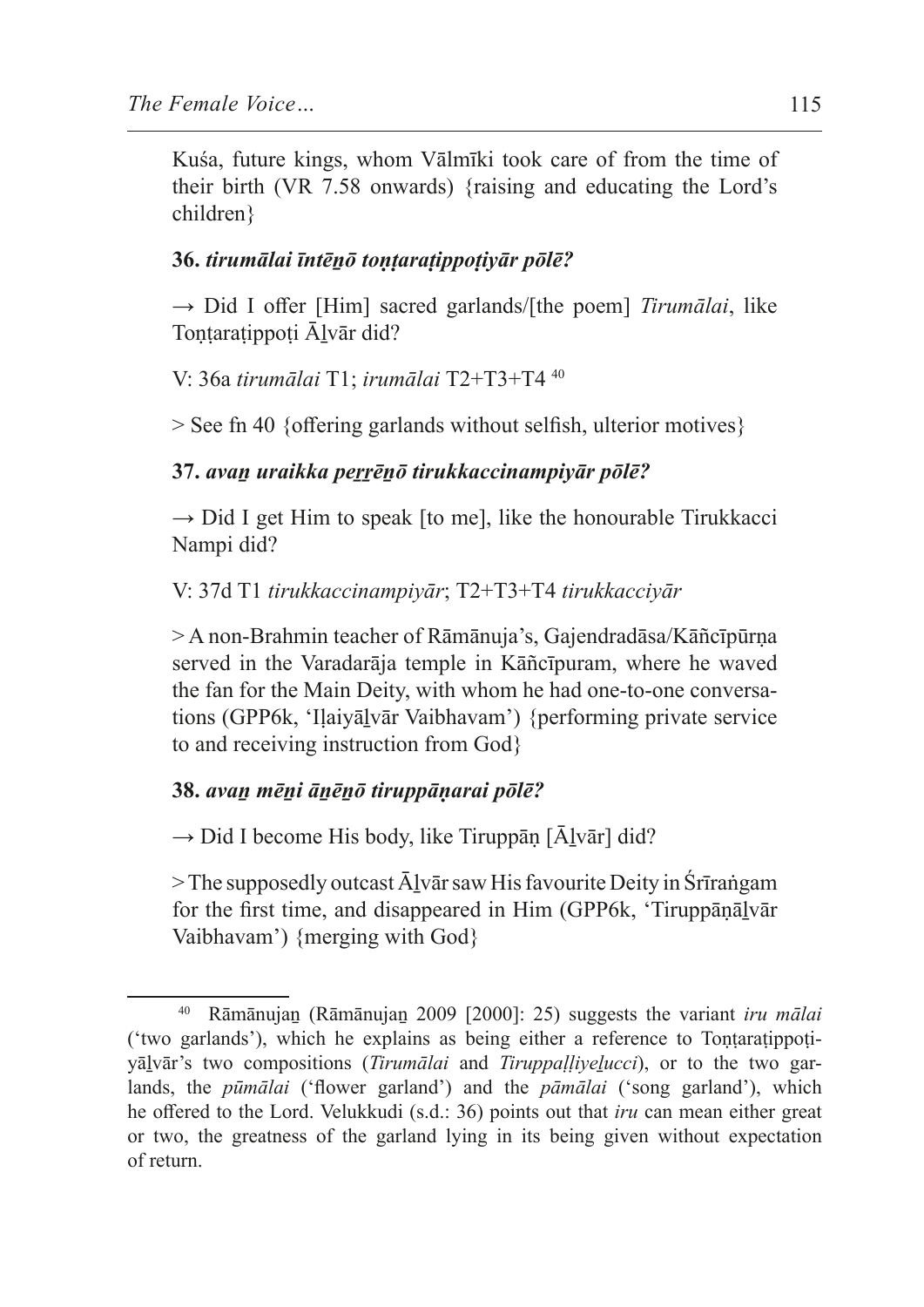Kuśa, future kings, whom Vālmīki took care of from the time of their birth (VR 7.58 onwards) {raising and educating the Lord's children}

**36.** ***tirumālai īntēṉō toṇṭaraṭippoṭiyār pōlē?***

→ Did I offer [Him] sacred garlands/[the poem] *Tirumālai*, like Toṇṭaraṭippoṭi Āḻvār did?

V: 36a *tirumālai* T1; *irumālai* T2+T3+T4 [40]

> See fn 40 {offering garlands without selfish, ulterior motives}

**37.** ***avaṉ uraikka peṟṟēṉō tirukkaccinampiyār pōlē?***

→ Did I get Him to speak [to me], like the honourable Tirukkacci Nampi did?

V: 37d T1 *tirukkaccinampiyār*; T2+T3+T4 *tirukkacciyār*

> A non-Brahmin teacher of Rāmānuja's, Gajendradāsa/Kāñcīpūrṇa served in the Varadarāja temple in Kāñcīpuram, where he waved the fan for the Main Deity, with whom he had one-to-one conversations (GPP6k, 'Iḷaiyāḻvār Vaibhavam') {performing private service to and receiving instruction from God}

**38.** ***avaṉ mēṉi āṉēṉō tiruppāṇarai pōlē?***

→ Did I become His body, like Tiruppāṇ [Āḻvār] did?

> The supposedly outcast Āḻvār saw His favourite Deity in Śrīraṅgam for the first time, and disappeared in Him (GPP6k, 'Tiruppāṇāḻvār Vaibhavam') {merging with God}

---

[40] Rāmānujaṉ (Rāmānujaṉ 2009 [2000]: 25) suggests the variant *iru mālai* ('two garlands'), which he explains as being either a reference to Toṇṭaraṭippoṭiyāḻvār's two compositions (*Tirumālai* and *Tiruppaḷḷiyeḻucci*), or to the two garlands, the *pūmālai* ('flower garland') and the *pāmālai* ('song garland'), which he offered to the Lord. Velukkudi (s.d.: 36) points out that *iru* can mean either great or two, the greatness of the garland lying in its being given without expectation of return.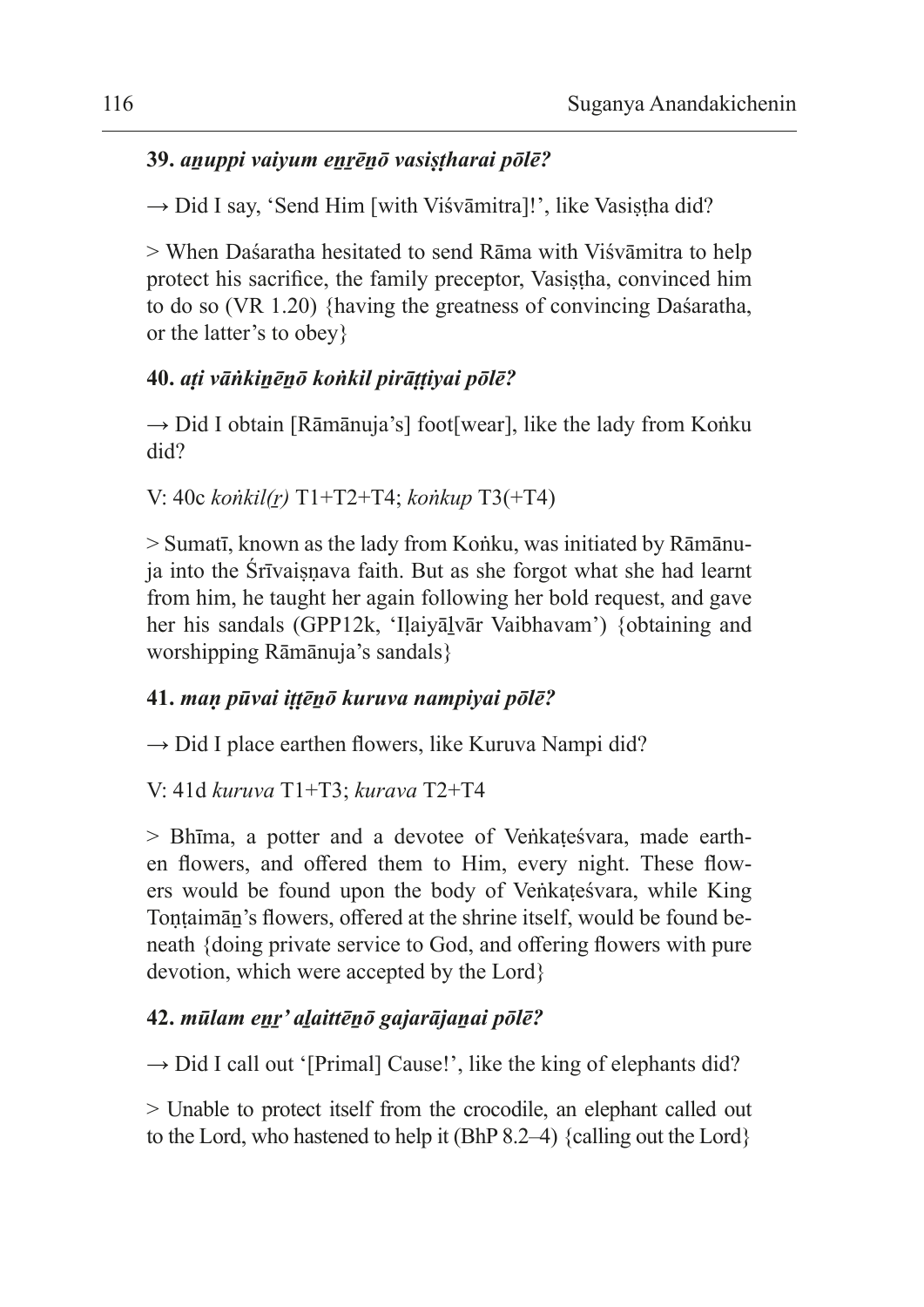**39.** ***aṉuppi vaiyum eṉṟēṉō vasiṣṭharai pōlē?***

→ Did I say, 'Send Him [with Viśvāmitra]!', like Vasiṣṭha did?

> When Daśaratha hesitated to send Rāma with Viśvāmitra to help protect his sacrifice, the family preceptor, Vasiṣṭha, convinced him to do so (VR 1.20) {having the greatness of convincing Daśaratha, or the latter's to obey}

**40.** ***aṭi vāṅkiṉēṉō koṅkil pirāṭṭiyai pōlē?***

→ Did I obtain [Rāmānuja's] foot[wear], like the lady from Koṅku did?

V: 40c *koṅkil(ṟ)* T1+T2+T4; *koṅkup* T3(+T4)

> Sumatī, known as the lady from Koṅku, was initiated by Rāmānuja into the Śrīvaiṣṇava faith. But as she forgot what she had learnt from him, he taught her again following her bold request, and gave her his sandals (GPP12k, 'Iḷaiyāḻvār Vaibhavam') {obtaining and worshipping Rāmānuja's sandals}

**41.** ***maṇ pūvai iṭṭēṉō kuruva nampiyai pōlē?***

→ Did I place earthen flowers, like Kuruva Nampi did?

V: 41d *kuruva* T1+T3; *kurava* T2+T4

> Bhīma, a potter and a devotee of Veṅkaṭeśvara, made earthen flowers, and offered them to Him, every night. These flowers would be found upon the body of Veṅkaṭeśvara, while King Toṇṭaimāṉ's flowers, offered at the shrine itself, would be found beneath {doing private service to God, and offering flowers with pure devotion, which were accepted by the Lord}

**42.** ***mūlam eṉṟ' aḻaittēṉō gajarājaṉai pōlē?***

→ Did I call out '[Primal] Cause!', like the king of elephants did?

> Unable to protect itself from the crocodile, an elephant called out to the Lord, who hastened to help it (BhP 8.2–4) {calling out the Lord}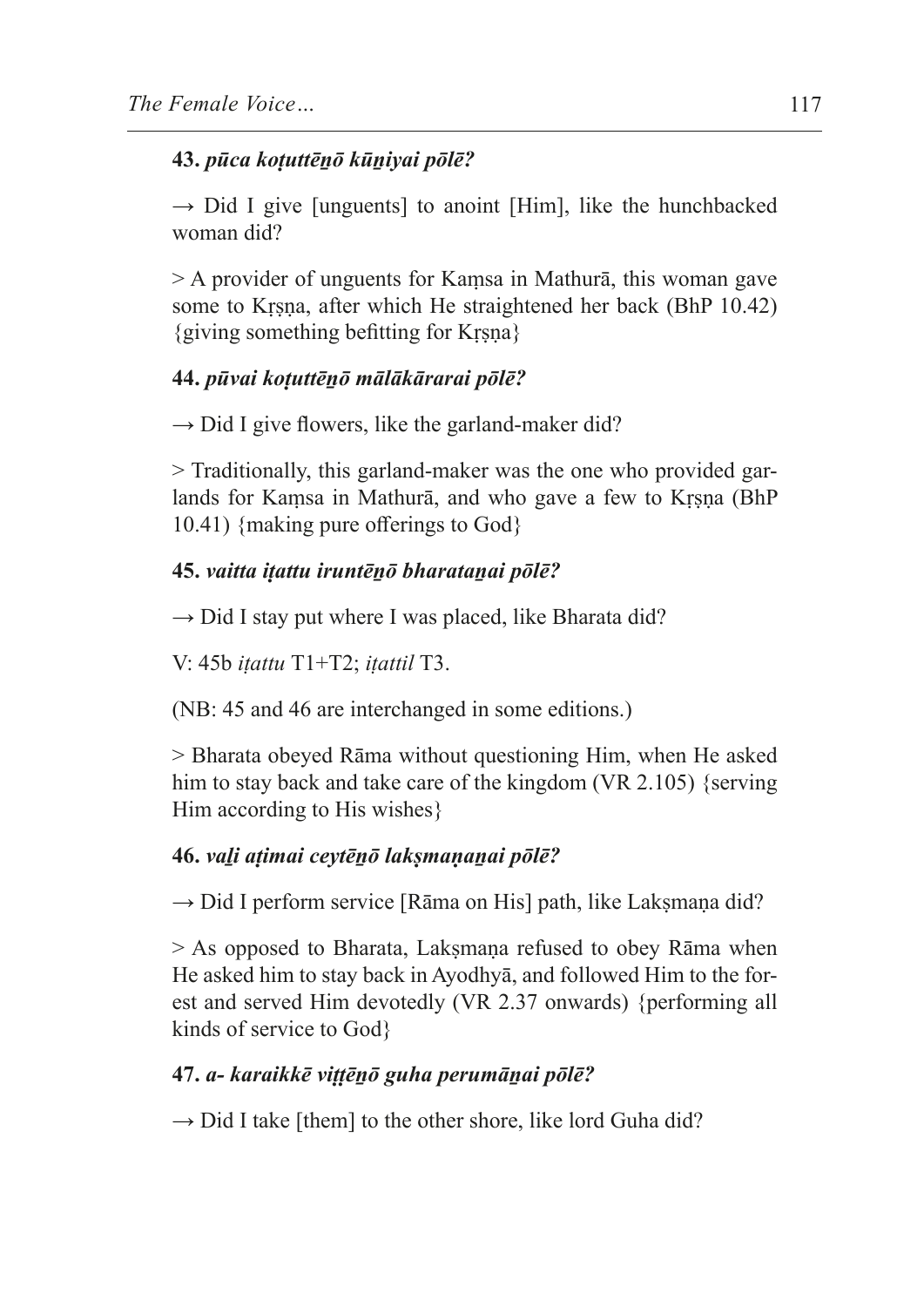**43. *pūca koṭuttēṉō kūṉiyai pōlē?***

→ Did I give [unguents] to anoint [Him], like the hunchbacked woman did?

> A provider of unguents for Kaṃsa in Mathurā, this woman gave some to Kṛṣṇa, after which He straightened her back (BhP 10.42) {giving something befitting for Kṛṣṇa}

**44. *pūvai koṭuttēṉō mālākārarai pōlē?***

→ Did I give flowers, like the garland-maker did?

> Traditionally, this garland-maker was the one who provided garlands for Kaṃsa in Mathurā, and who gave a few to Kṛṣṇa (BhP 10.41) {making pure offerings to God}

**45. *vaitta iṭattu iruntēṉō bharataṉai pōlē?***

→ Did I stay put where I was placed, like Bharata did?

V: 45b *iṭattu* T1+T2; *iṭattil* T3.

(NB: 45 and 46 are interchanged in some editions.)

> Bharata obeyed Rāma without questioning Him, when He asked him to stay back and take care of the kingdom (VR 2.105) {serving Him according to His wishes}

**46. *vaḻi aṭimai ceytēṉō lakṣmaṇaṉai pōlē?***

→ Did I perform service [Rāma on His] path, like Lakṣmaṇa did?

> As opposed to Bharata, Lakṣmaṇa refused to obey Rāma when He asked him to stay back in Ayodhyā, and followed Him to the forest and served Him devotedly (VR 2.37 onwards) {performing all kinds of service to God}

**47. *a- karaikkē viṭṭēṉō guha perumāṉai pōlē?***

→ Did I take [them] to the other shore, like lord Guha did?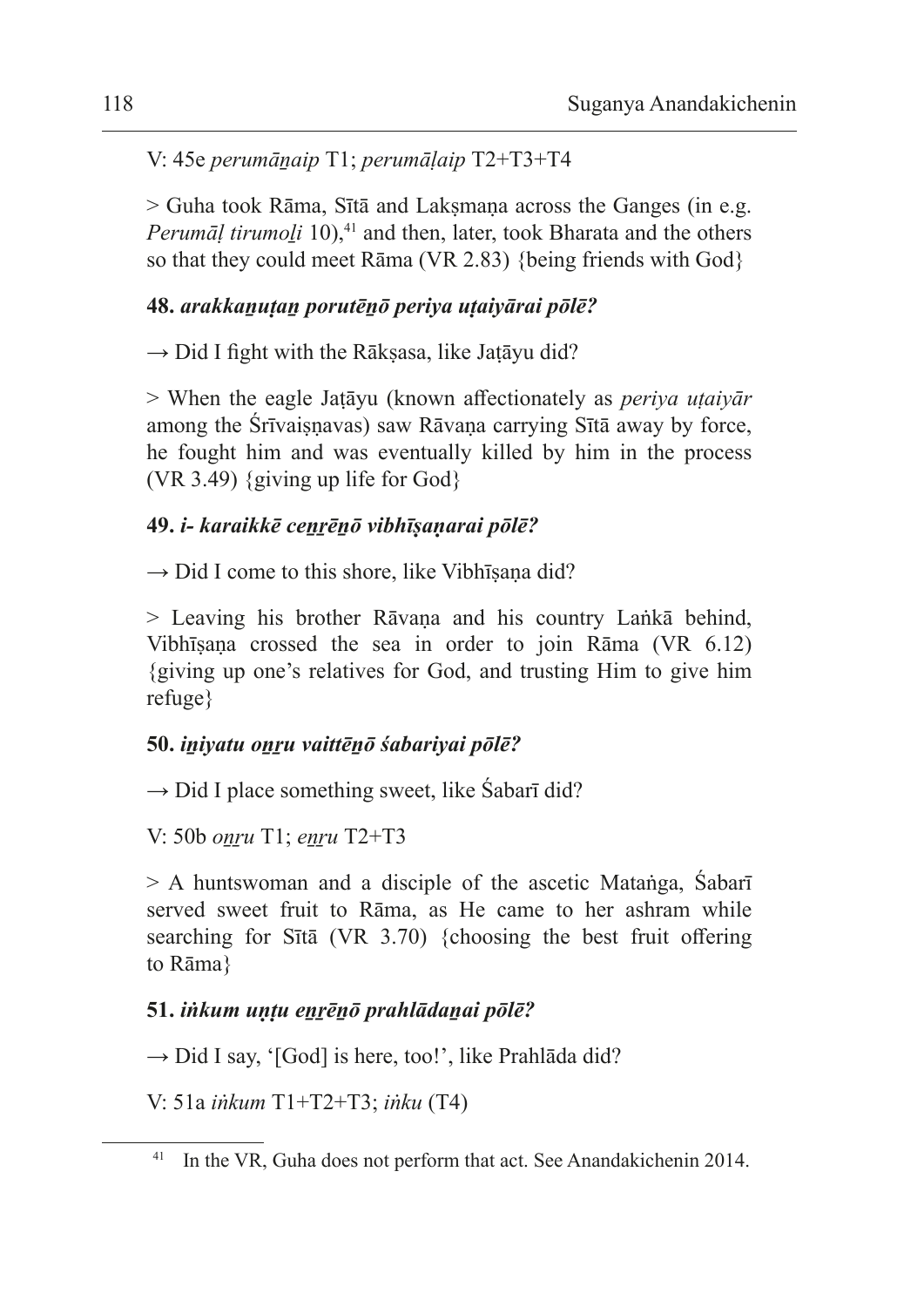V: 45e *perumāṉaip* T1; *perumāḷaip* T2+T3+T4

> Guha took Rāma, Sītā and Lakṣmaṇa across the Ganges (in e.g. *Perumāḷ tirumoḻi* 10),[41] and then, later, took Bharata and the others so that they could meet Rāma (VR 2.83) {being friends with God}

**48.** ***arakkaṉuṭaṉ porutēṉō periya uṭaiyārai pōlē?***

→ Did I fight with the Rākṣasa, like Jaṭāyu did?

> When the eagle Jaṭāyu (known affectionately as *periya uṭaiyār* among the Śrīvaiṣṇavas) saw Rāvaṇa carrying Sītā away by force, he fought him and was eventually killed by him in the process (VR 3.49) {giving up life for God}

**49.** ***i- karaikkē ceṉṟēṉō vibhīṣaṇarai pōlē?***

→ Did I come to this shore, like Vibhīṣaṇa did?

> Leaving his brother Rāvaṇa and his country Laṅkā behind, Vibhīṣaṇa crossed the sea in order to join Rāma (VR 6.12) {giving up one's relatives for God, and trusting Him to give him refuge}

**50.** ***iṉiyatu oṉṟu vaittēṉō śabariyai pōlē?***

→ Did I place something sweet, like Śabarī did?

V: 50b *oṉṟu* T1; *eṉṟu* T2+T3

> A huntswoman and a disciple of the ascetic Mataṅga, Śabarī served sweet fruit to Rāma, as He came to her ashram while searching for Sītā (VR 3.70) {choosing the best fruit offering to Rāma}

**51.** ***iṅkum uṇṭu eṉṟēṉō prahlādaṉai pōlē?***

→ Did I say, '[God] is here, too!', like Prahlāda did?

V: 51a *iṅkum* T1+T2+T3; *iṅku* (T4)

---

[41] In the VR, Guha does not perform that act. See Anandakichenin 2014.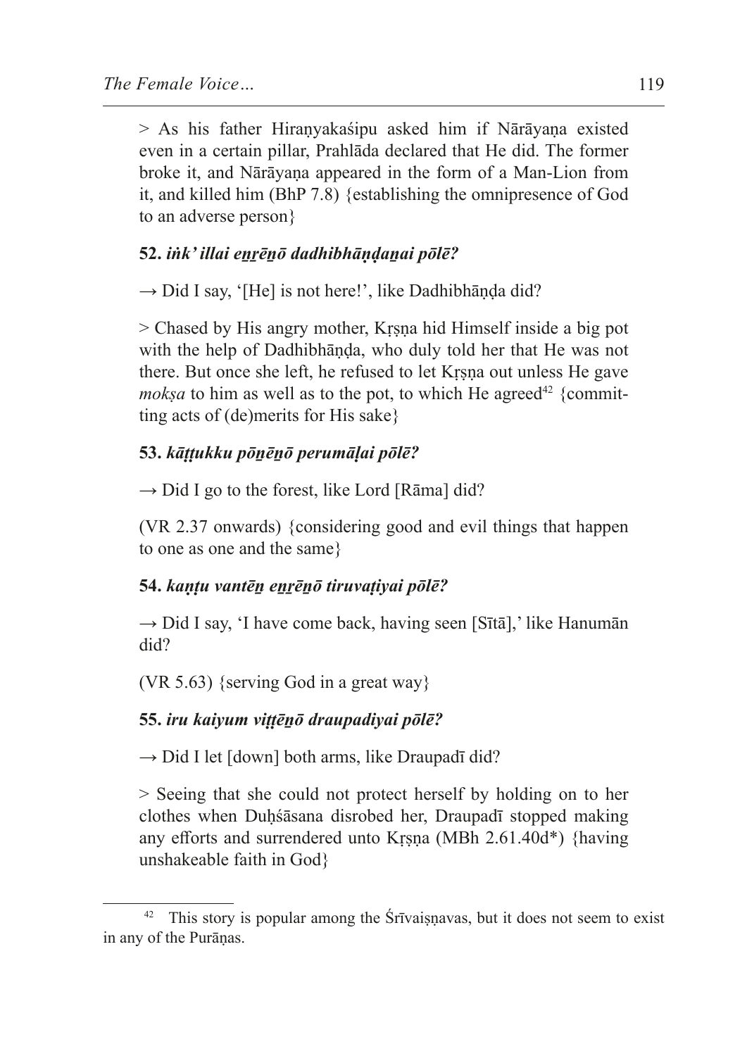> As his father Hiraṇyakaśipu asked him if Nārāyaṇa existed even in a certain pillar, Prahlāda declared that He did. The former broke it, and Nārāyaṇa appeared in the form of a Man-Lion from it, and killed him (BhP 7.8) {establishing the omnipresence of God to an adverse person}

**52.** ***iṅk' illai eṉṟēṉō dadhibhāṇḍaṉai pōlē?***

→ Did I say, '[He] is not here!', like Dadhibhāṇḍa did?

> Chased by His angry mother, Kṛṣṇa hid Himself inside a big pot with the help of Dadhibhāṇḍa, who duly told her that He was not there. But once she left, he refused to let Kṛṣṇa out unless He gave *mokṣa* to him as well as to the pot, to which He agreed[42] {committing acts of (de)merits for His sake}

**53.** ***kāṭṭukku pōṉēṉō perumāḷai pōlē?***

→ Did I go to the forest, like Lord [Rāma] did?

(VR 2.37 onwards) {considering good and evil things that happen to one as one and the same}

**54.** ***kaṇṭu vantēṉ eṉṟēṉō tiruvaṭiyai pōlē?***

→ Did I say, 'I have come back, having seen [Sītā],' like Hanumān did?

(VR 5.63) {serving God in a great way}

**55.** ***iru kaiyum viṭṭēṉō draupadiyai pōlē?***

→ Did I let [down] both arms, like Draupadī did?

> Seeing that she could not protect herself by holding on to her clothes when Duḥśāsana disrobed her, Draupadī stopped making any efforts and surrendered unto Kṛṣṇa (MBh 2.61.40d*) {having unshakeable faith in God}

---

[42] This story is popular among the Śrīvaiṣṇavas, but it does not seem to exist in any of the Purāṇas.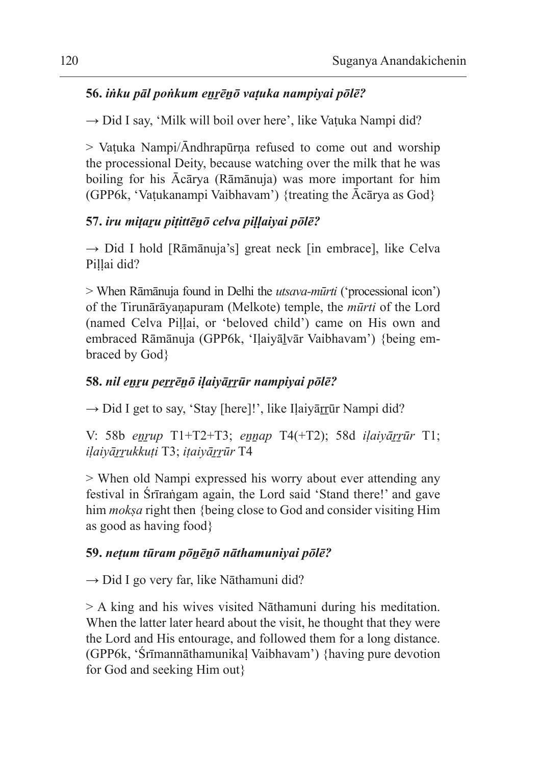**56.** ***iṅku pāl poṅkum eṉṟēṉō vaṭuka nampiyai pōlē?***

→ Did I say, 'Milk will boil over here', like Vaṭuka Nampi did?

> Vaṭuka Nampi/Āndhrapūrṇa refused to come out and worship the processional Deity, because watching over the milk that he was boiling for his Ācārya (Rāmānuja) was more important for him (GPP6k, 'Vaṭukanampi Vaibhavam') {treating the Ācārya as God}

**57.** ***iru miṭaṟu piṭittēṉō celva piḷḷaiyai pōlē?***

→ Did I hold [Rāmānuja's] great neck [in embrace], like Celva Piḷḷai did?

> When Rāmānuja found in Delhi the *utsava-mūrti* ('processional icon') of the Tirunārāyaṇapuram (Melkote) temple, the *mūrti* of the Lord (named Celva Piḷḷai, or 'beloved child') came on His own and embraced Rāmānuja (GPP6k, 'Iḷaiyāḻvār Vaibhavam') {being embraced by God}

**58.** ***nil eṉṟu peṟṟēṉō iḷaiyāṟṟūr nampiyai pōlē?***

→ Did I get to say, 'Stay [here]!', like Iḷaiyāṟṟūr Nampi did?

V: 58b *eṉṟup* T1+T2+T3; *eṉṉap* T4(+T2); 58d *iḷaiyāṟṟūr* T1; *iḷaiyāṟṟukkuṭi* T3; *iṭaiyāṟṟūr* T4

> When old Nampi expressed his worry about ever attending any festival in Śrīraṅgam again, the Lord said 'Stand there!' and gave him *mokṣa* right then {being close to God and consider visiting Him as good as having food}

**59.** ***neṭum tūram pōṉēṉō nāthamuniyai pōlē?***

→ Did I go very far, like Nāthamuni did?

> A king and his wives visited Nāthamuni during his meditation. When the latter later heard about the visit, he thought that they were the Lord and His entourage, and followed them for a long distance. (GPP6k, 'Śrīmannāthamunikaḷ Vaibhavam') {having pure devotion for God and seeking Him out}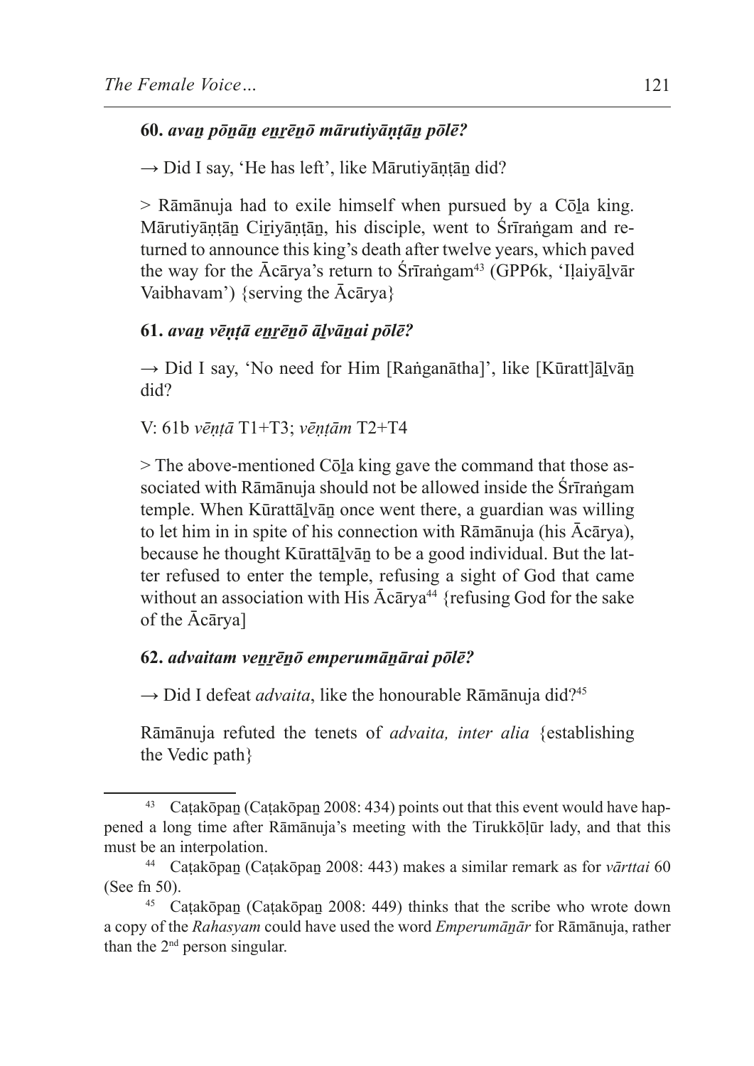**60.** ***avaṉ pōṉāṉ eṉṟēṉō mārutiyāṇṭāṉ pōlē?***

→ Did I say, 'He has left', like Mārutiyāṇṭāṉ did?

> Rāmānuja had to exile himself when pursued by a Cōḻa king. Mārutiyāṇṭāṉ Ciṟiyāṇṭāṉ, his disciple, went to Śrīraṅgam and returned to announce this king's death after twelve years, which paved the way for the Ācārya's return to Śrīraṅgam[43] (GPP6k, 'Iḷaiyāḻvār Vaibhavam') {serving the Ācārya}

**61.** ***avaṉ vēṇṭā eṉṟēṉō āḻvāṉai pōlē?***

→ Did I say, 'No need for Him [Raṅganātha]', like [Kūratt]āḻvāṉ did?

V: 61b *vēṇṭā* T1+T3; *vēṇṭām* T2+T4

> The above-mentioned Cōḻa king gave the command that those associated with Rāmānuja should not be allowed inside the Śrīraṅgam temple. When Kūrattāḻvāṉ once went there, a guardian was willing to let him in in spite of his connection with Rāmānuja (his Ācārya), because he thought Kūrattāḻvāṉ to be a good individual. But the latter refused to enter the temple, refusing a sight of God that came without an association with His Ācārya[44] {refusing God for the sake of the Ācārya]

**62.** ***advaitam veṉṟēṉō emperumāṉārai pōlē?***

→ Did I defeat *advaita*, like the honourable Rāmānuja did?[45]

Rāmānuja refuted the tenets of *advaita, inter alia* {establishing the Vedic path}

---

[43] Caṭakōpaṉ (Caṭakōpaṉ 2008: 434) points out that this event would have happened a long time after Rāmānuja's meeting with the Tirukkōḷūr lady, and that this must be an interpolation.

[44] Caṭakōpaṉ (Caṭakōpaṉ 2008: 443) makes a similar remark as for *vārttai* 60 (See fn 50).

[45] Caṭakōpaṉ (Caṭakōpaṉ 2008: 449) thinks that the scribe who wrote down a copy of the *Rahasyam* could have used the word *Emperumāṉār* for Rāmānuja, rather than the 2nd person singular.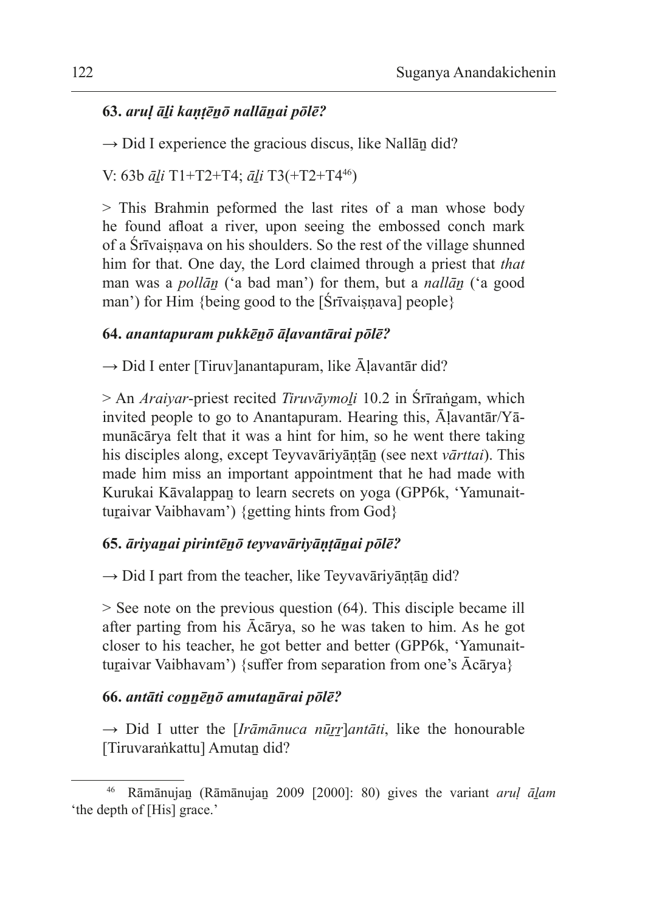**63.** ***aruḷ āḻi kaṇṭēṉō nallāṉai pōlē?***

→ Did I experience the gracious discus, like Nallāṉ did?

V: 63b *āḻi* T1+T2+T4; *āḻi* T3(+T2+T4[46])

> This Brahmin peformed the last rites of a man whose body he found afloat a river, upon seeing the embossed conch mark of a Śrīvaiṣṇava on his shoulders. So the rest of the village shunned him for that. One day, the Lord claimed through a priest that *that* man was a *pollāṉ* ('a bad man') for them, but a *nallāṉ* ('a good man') for Him {being good to the [Śrīvaiṣṇava] people}

**64.** ***anantapuram pukkēṉō āḷavantārai pōlē?***

→ Did I enter [Tiruv]anantapuram, like Āḷavantār did?

> An *Araiyar*-priest recited *Tiruvāymoḻi* 10.2 in Śrīraṅgam, which invited people to go to Anantapuram. Hearing this, Āḷavantār/Yāmunācārya felt that it was a hint for him, so he went there taking his disciples along, except Teyvavāriyāṇṭāṉ (see next *vārttai*). This made him miss an important appointment that he had made with Kurukai Kāvalappaṉ to learn secrets on yoga (GPP6k, 'Yamunaitturaivar Vaibhavam') {getting hints from God}

**65.** ***āriyaṉai pirintēṉō teyvavāriyāṇṭāṉai pōlē?***

→ Did I part from the teacher, like Teyvavāriyāṇṭāṉ did?

> See note on the previous question (64). This disciple became ill after parting from his Ācārya, so he was taken to him. As he got closer to his teacher, he got better and better (GPP6k, 'Yamunaitturaivar Vaibhavam') {suffer from separation from one's Ācārya}

**66.** ***antāti coṉṉēṉō amutaṉārai pōlē?***

→ Did I utter the [*Irāmānuca nūṟṟ*]*antāti*, like the honourable [Tiruvaraṅkattu] Amutaṉ did?

---

[46] Rāmānujaṉ (Rāmānujaṉ 2009 [2000]: 80) gives the variant *aruḷ āḻam* 'the depth of [His] grace.'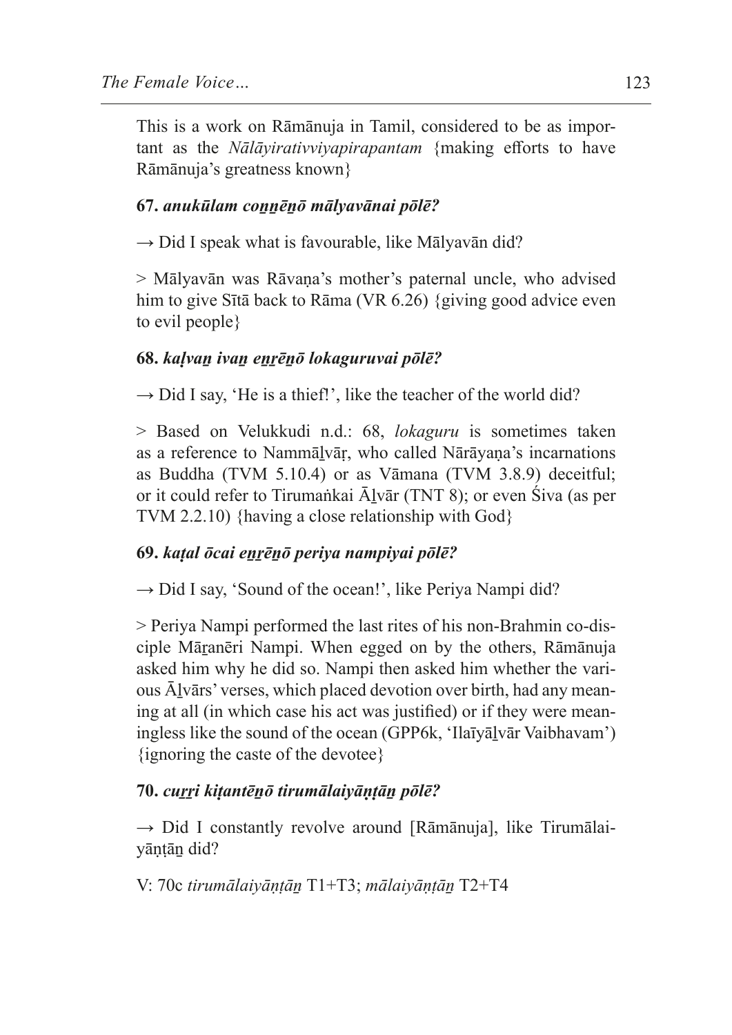This is a work on Rāmānuja in Tamil, considered to be as important as the *Nālāyirativviyapirapantam* {making efforts to have Rāmānuja's greatness known}

**67.** ***anukūlam coṉṉēṉō mālyavānai pōlē?***

→ Did I speak what is favourable, like Mālyavān did?

> Mālyavān was Rāvaṇa's mother's paternal uncle, who advised him to give Sītā back to Rāma (VR 6.26) {giving good advice even to evil people}

**68.** ***kaḷvaṉ ivaṉ eṉṟēṉō lokaguruvai pōlē?***

→ Did I say, 'He is a thief!', like the teacher of the world did?

> Based on Velukkudi n.d.: 68, *lokaguru* is sometimes taken as a reference to Nammāḻvāṛ, who called Nārāyaṇa's incarnations as Buddha (TVM 5.10.4) or as Vāmana (TVM 3.8.9) deceitful; or it could refer to Tirumaṅkai Āḻvār (TNT 8); or even Śiva (as per TVM 2.2.10) {having a close relationship with God}

**69.** ***kaṭal ōcai eṉṟēṉō periya nampiyai pōlē?***

→ Did I say, 'Sound of the ocean!', like Periya Nampi did?

> Periya Nampi performed the last rites of his non-Brahmin co-disciple Māṟanēri Nampi. When egged on by the others, Rāmānuja asked him why he did so. Nampi then asked him whether the various Āḻvārs' verses, which placed devotion over birth, had any meaning at all (in which case his act was justified) or if they were meaningless like the sound of the ocean (GPP6k, 'Ilaīyāḻvār Vaibhavam') {ignoring the caste of the devotee}

**70.** ***cuṟṟi kiṭantēṉō tirumālaiyāṇṭāṉ pōlē?***

→ Did I constantly revolve around [Rāmānuja], like Tirumālaiyāṇṭāṉ did?

V: 70c *tirumālaiyāṇṭāṉ* T1+T3; *mālaiyāṇṭāṉ* T2+T4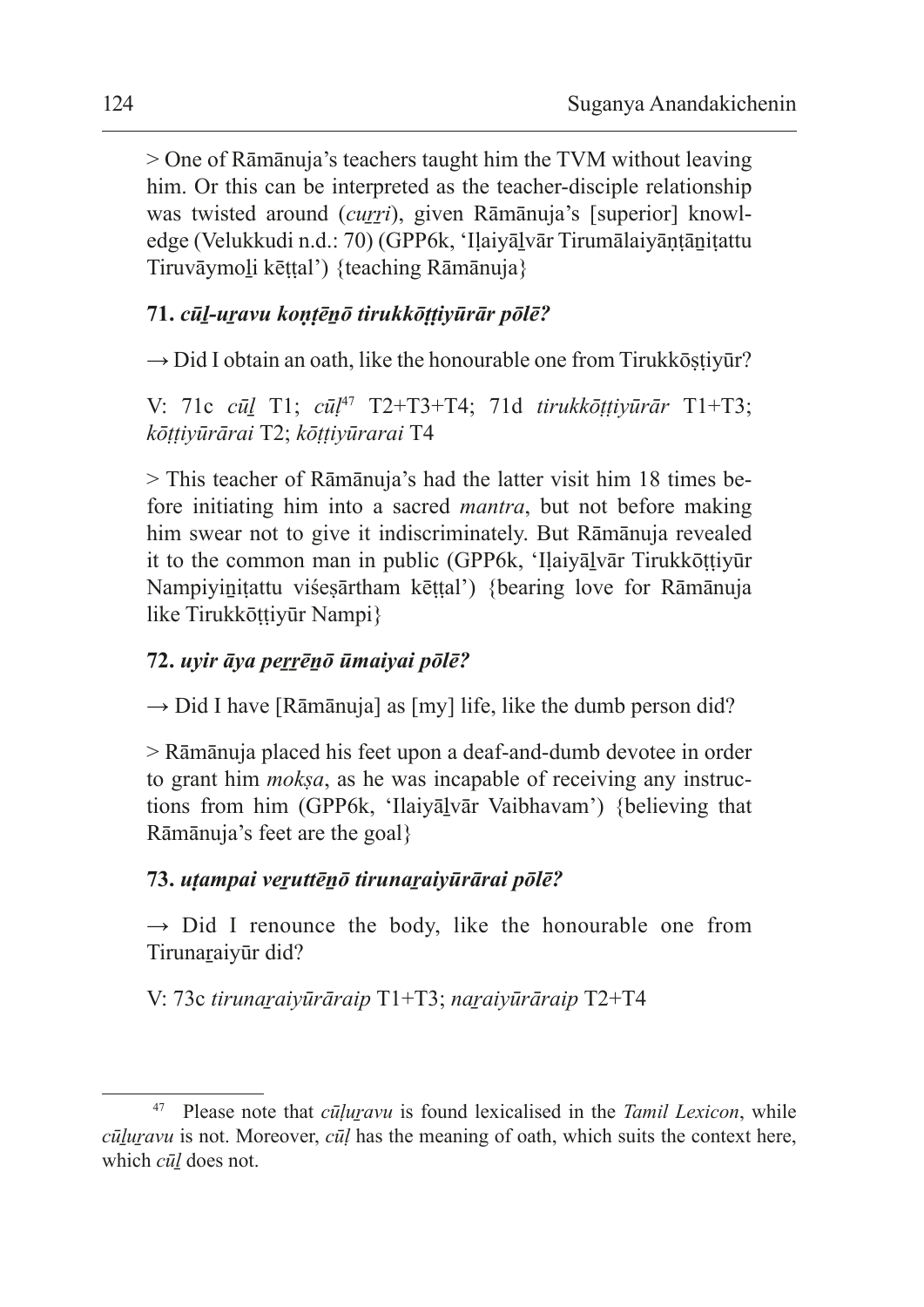> One of Rāmānuja's teachers taught him the TVM without leaving him. Or this can be interpreted as the teacher-disciple relationship was twisted around (*cuṟṟi*), given Rāmānuja's [superior] knowledge (Velukkudi n.d.: 70) (GPP6k, 'Iḷaiyāḻvār Tirumālaiyāṇṭāṉiṭattu Tiruvāymoḻi kēṭṭal') {teaching Rāmānuja}

**71.** ***cūḻ-uṟavu koṇṭēṉō tirukkōṭṭiyūrār pōlē?***

→ Did I obtain an oath, like the honourable one from Tirukkōṣṭiyūr?

V: 71c *cūḻ* T1; *cūḷ*[47] T2+T3+T4; 71d *tirukkōṭṭiyūrār* T1+T3; *kōṭṭiyūrārai* T2; *kōṭṭiyūrarai* T4

> This teacher of Rāmānuja's had the latter visit him 18 times before initiating him into a sacred *mantra*, but not before making him swear not to give it indiscriminately. But Rāmānuja revealed it to the common man in public (GPP6k, 'Iḷaiyāḻvār Tirukkōṭṭiyūr Nampiyiṉiṭattu viśeṣārtham kēṭṭal') {bearing love for Rāmānuja like Tirukkōṭṭiyūr Nampi}

**72.** ***uyir āya peṟṟēṉō ūmaiyai pōlē?***

→ Did I have [Rāmānuja] as [my] life, like the dumb person did?

> Rāmānuja placed his feet upon a deaf-and-dumb devotee in order to grant him *mokṣa*, as he was incapable of receiving any instructions from him (GPP6k, 'Ilaiyāḻvār Vaibhavam') {believing that Rāmānuja's feet are the goal}

**73.** ***uṭampai veṟuttēṉō tirunaṟaiyūrārai pōlē?***

→ Did I renounce the body, like the honourable one from Tirunaṟaiyūr did?

V: 73c *tirunaṟaiyūrāraip* T1+T3; *naṟaiyūrāraip* T2+T4

---

[47] Please note that *cūḷuṟavu* is found lexicalised in the *Tamil Lexicon*, while *cūḻuṟavu* is not. Moreover, *cūḷ* has the meaning of oath, which suits the context here, which *cūḻ* does not.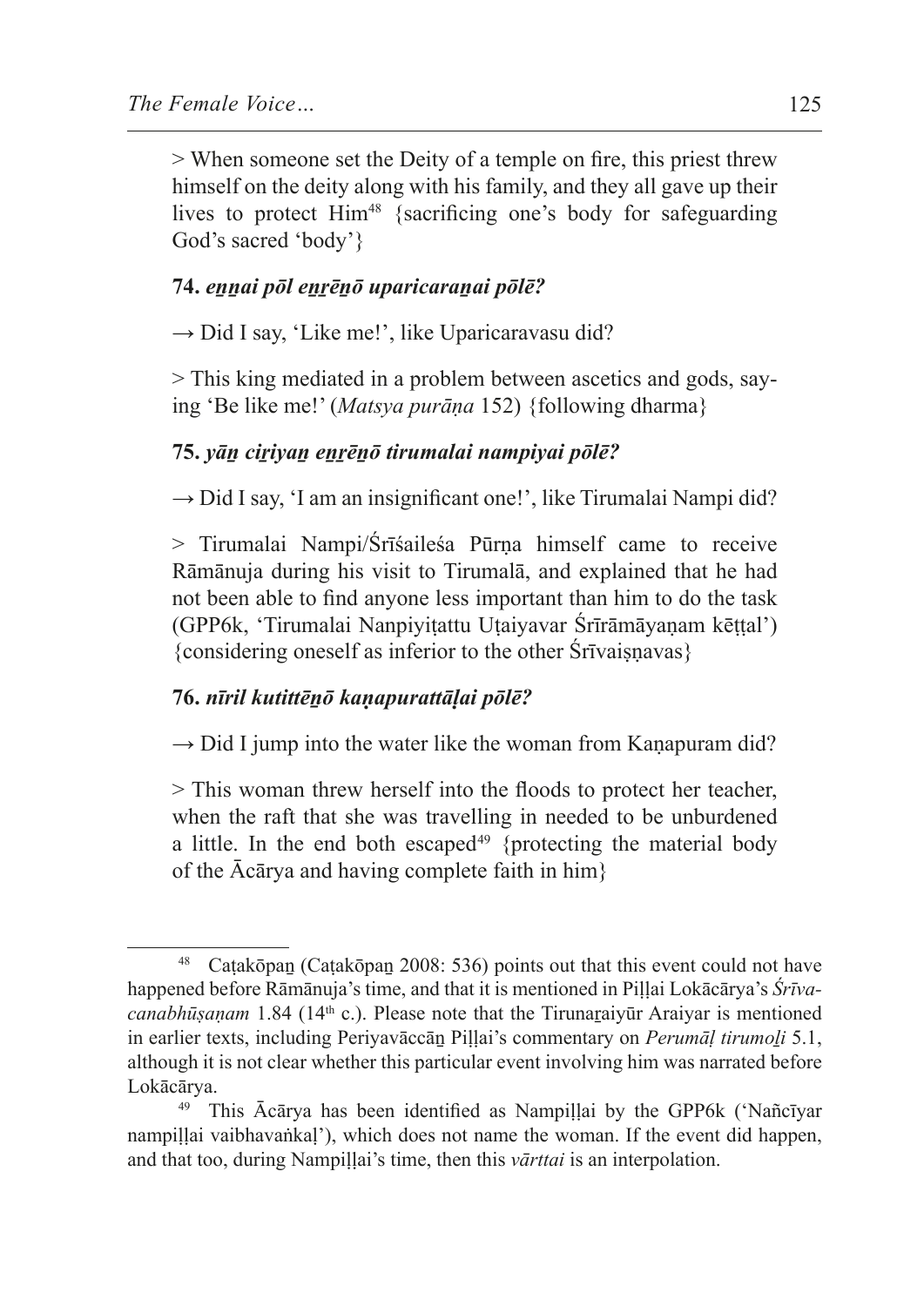> When someone set the Deity of a temple on fire, this priest threw himself on the deity along with his family, and they all gave up their lives to protect Him[48] {sacrificing one's body for safeguarding God's sacred 'body'}

**74. *eṉṉai pōl eṉṟēṉō uparicaraṉai pōlē?***

→ Did I say, 'Like me!', like Uparicaravasu did?

> This king mediated in a problem between ascetics and gods, saying 'Be like me!' (*Matsya purāṇa* 152) {following dharma}

**75. *yāṉ ciṟiyaṉ eṉṟēṉō tirumalai nampiyai pōlē?***

→ Did I say, 'I am an insignificant one!', like Tirumalai Nampi did?

> Tirumalai Nampi/Śrīśaileśa Pūrṇa himself came to receive Rāmānuja during his visit to Tirumalā, and explained that he had not been able to find anyone less important than him to do the task (GPP6k, 'Tirumalai Nanpiyiṭattu Uṭaiyavar Śrīrāmāyaṇam kēṭṭal') {considering oneself as inferior to the other Śrīvaiṣṇavas}

**76. *nīril kutittēṉō kaṇapurattāḷai pōlē?***

→ Did I jump into the water like the woman from Kaṇapuram did?

> This woman threw herself into the floods to protect her teacher, when the raft that she was travelling in needed to be unburdened a little. In the end both escaped[49] {protecting the material body of the Ācārya and having complete faith in him}

---

[48] Caṭakōpaṉ (Caṭakōpaṉ 2008: 536) points out that this event could not have happened before Rāmānuja's time, and that it is mentioned in Piḷḷai Lokācārya's *Śrīvacanabhūṣaṇam* 1.84 (14th c.). Please note that the Tirunaṟaiyūr Araiyar is mentioned in earlier texts, including Periyavāccāṉ Piḷḷai's commentary on *Perumāḷ tirumoḻi* 5.1, although it is not clear whether this particular event involving him was narrated before Lokācārya.

[49] This Ācārya has been identified as Nampiḷḷai by the GPP6k ('Nañcīyar nampiḷḷai vaibhavaṅkaḷ'), which does not name the woman. If the event did happen, and that too, during Nampiḷḷai's time, then this *vārttai* is an interpolation.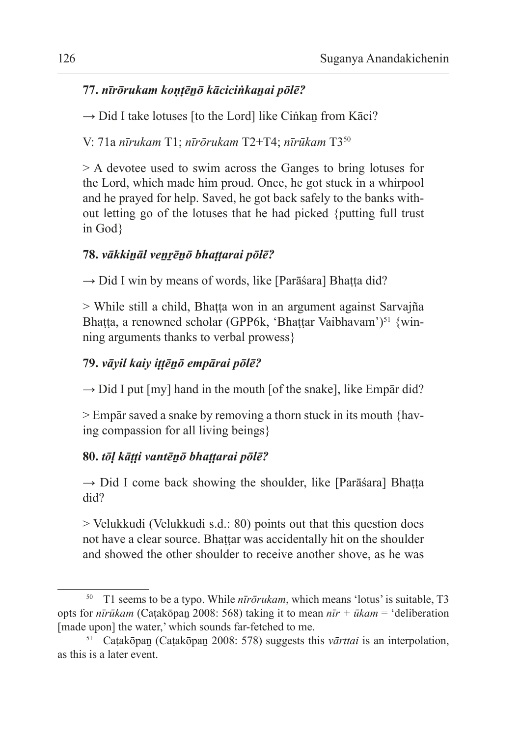**77.** ***nīrōrukam koṇṭēṉō kāciciṅkaṉai pōlē?***

→ Did I take lotuses [to the Lord] like Ciṅkaṉ from Kāci?

V: 71a *nīrukam* T1; *nīrōrukam* T2+T4; *nīrūkam* T3[50]

> A devotee used to swim across the Ganges to bring lotuses for the Lord, which made him proud. Once, he got stuck in a whirpool and he prayed for help. Saved, he got back safely to the banks without letting go of the lotuses that he had picked {putting full trust in God}

**78.** ***vākkiṉāl veṉṟēṉō bhaṭṭarai pōlē?***

→ Did I win by means of words, like [Parāśara] Bhaṭṭa did?

> While still a child, Bhaṭṭa won in an argument against Sarvajña Bhaṭṭa, a renowned scholar (GPP6k, 'Bhaṭṭar Vaibhavam')[51] {winning arguments thanks to verbal prowess}

**79.** ***vāyil kaiy iṭṭēṉō empārai pōlē?***

→ Did I put [my] hand in the mouth [of the snake], like Empār did?

> Empār saved a snake by removing a thorn stuck in its mouth {having compassion for all living beings}

**80.** ***tōḷ kāṭṭi vantēṉō bhaṭṭarai pōlē?***

→ Did I come back showing the shoulder, like [Parāśara] Bhaṭṭa did?

> Velukkudi (Velukkudi s.d.: 80) points out that this question does not have a clear source. Bhaṭṭar was accidentally hit on the shoulder and showed the other shoulder to receive another shove, as he was

---

[50] T1 seems to be a typo. While *nīrōrukam*, which means 'lotus' is suitable, T3 opts for *nīrūkam* (Caṭakōpaṉ 2008: 568) taking it to mean *nīr* + *ūkam* = 'deliberation [made upon] the water,' which sounds far-fetched to me.

[51] Caṭakōpaṉ (Caṭakōpaṉ 2008: 578) suggests this *vārttai* is an interpolation, as this is a later event.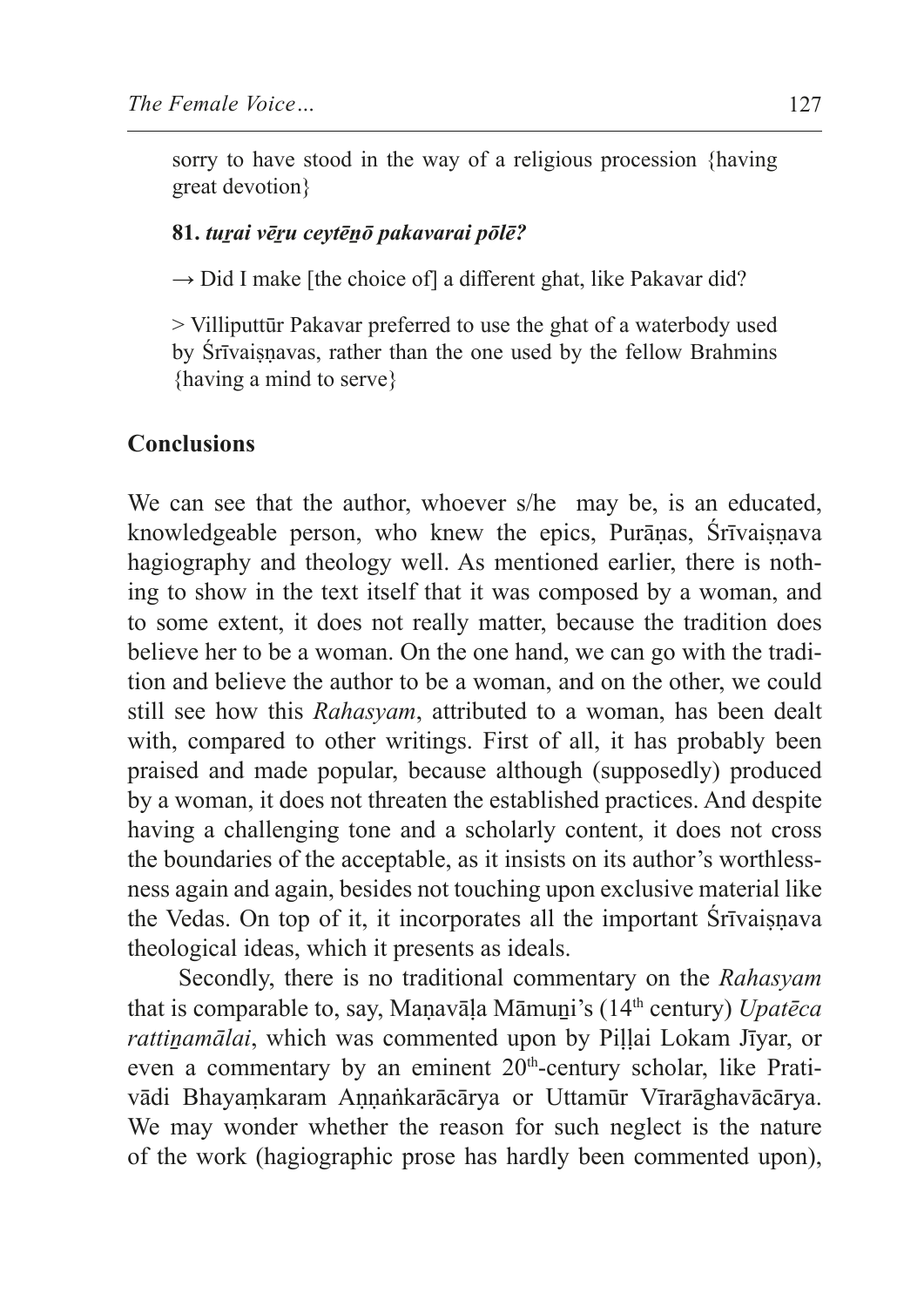sorry to have stood in the way of a religious procession {having great devotion}

**81.** ***tuṟai vēṟu ceytēṉō pakavarai pōlē?***

→ Did I make [the choice of] a different ghat, like Pakavar did?

> Villiputtūr Pakavar preferred to use the ghat of a waterbody used by Śrīvaiṣṇavas, rather than the one used by the fellow Brahmins {having a mind to serve}

## Conclusions

We can see that the author, whoever s/he may be, is an educated, knowledgeable person, who knew the epics, Purāṇas, Śrīvaiṣṇava hagiography and theology well. As mentioned earlier, there is nothing to show in the text itself that it was composed by a woman, and to some extent, it does not really matter, because the tradition does believe her to be a woman. On the one hand, we can go with the tradition and believe the author to be a woman, and on the other, we could still see how this *Rahasyam*, attributed to a woman, has been dealt with, compared to other writings. First of all, it has probably been praised and made popular, because although (supposedly) produced by a woman, it does not threaten the established practices. And despite having a challenging tone and a scholarly content, it does not cross the boundaries of the acceptable, as it insists on its author's worthlessness again and again, besides not touching upon exclusive material like the Vedas. On top of it, it incorporates all the important Śrīvaiṣṇava theological ideas, which it presents as ideals.

Secondly, there is no traditional commentary on the *Rahasyam* that is comparable to, say, Maṇavāḷa Māmuṉi's (14th century) *Upatēca rattiṉamālai*, which was commented upon by Piḷḷai Lokam Jīyar, or even a commentary by an eminent 20th-century scholar, like Prativādi Bhayaṃkaram Aṇṇaṅkarācārya or Uttamūr Vīrarāghavācārya. We may wonder whether the reason for such neglect is the nature of the work (hagiographic prose has hardly been commented upon),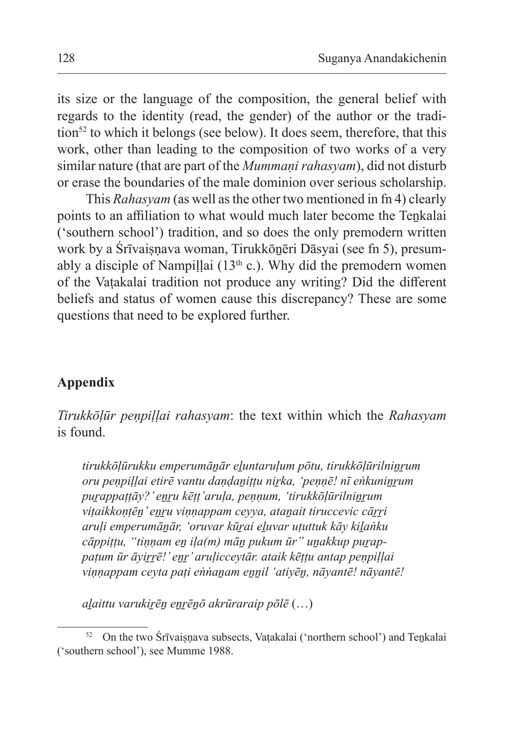its size or the language of the composition, the general belief with regards to the identity (read, the gender) of the author or the tradition[52] to which it belongs (see below). It does seem, therefore, that this work, other than leading to the composition of two works of a very similar nature (that are part of the *Mummaṇi rahasyam*), did not disturb or erase the boundaries of the male dominion over serious scholarship.

This *Rahasyam* (as well as the other two mentioned in fn 4) clearly points to an affiliation to what would much later become the Teṉkalai ('southern school') tradition, and so does the only premodern written work by a Śrīvaiṣṇava woman, Tirukkōṉēri Dāsyai (see fn 5), presumably a disciple of Nampiḷḷai (13th c.). Why did the premodern women of the Vaṭakalai tradition not produce any writing? Did the different beliefs and status of women cause this discrepancy? These are some questions that need to be explored further.

## Appendix

*Tirukkōḷūr peṇpiḷḷai rahasyam*: the text within which the *Rahasyam* is found.

> *tirukkōḷūrukku emperumāṉār eḻuntaruḷum pōtu, tirukkōḷūrilniṉṟum oru peṇpiḷḷai etirē vantu daṇḍaniṭṭu niṟka, 'peṇṇē! nī eṅkuniṉṟum puṟappaṭṭāy?' eṉṟu kēṭṭ'aruḷa, peṇṇum, 'tirukkōḷūrilniṉṟum viṭaikkoṇṭēṉ' eṉṟu viṇṇappam ceyya, ataṉait tiruccevic cāṟṟi aruḷi emperumāṉār, 'oruvar kūṟai eḻuvar uṭuttuk kāy kiḻaṅku cāppiṭṭu, "tiṇṇam eṉ iḷa(m) māṉ pukum ūr" uṉakkup puṟappaṭum ūr āyiṟṟē!' eṉṟ' aruḷicceytār. ataik kēṭṭu antap peṇpiḷḷai viṇṇappam ceyta paṭi eṅṅaṉam eṉṉil 'atiyēṉ, nāyantē! nāyantē!*
>
> *aḻaittu varukiṟēṉ eṉṟēṉō akrūraraip pōlē* (…)

[52] On the two Śrīvaiṣṇava subsects, Vaṭakalai ('northern school') and Teṉkalai ('southern school'), see Mumme 1988.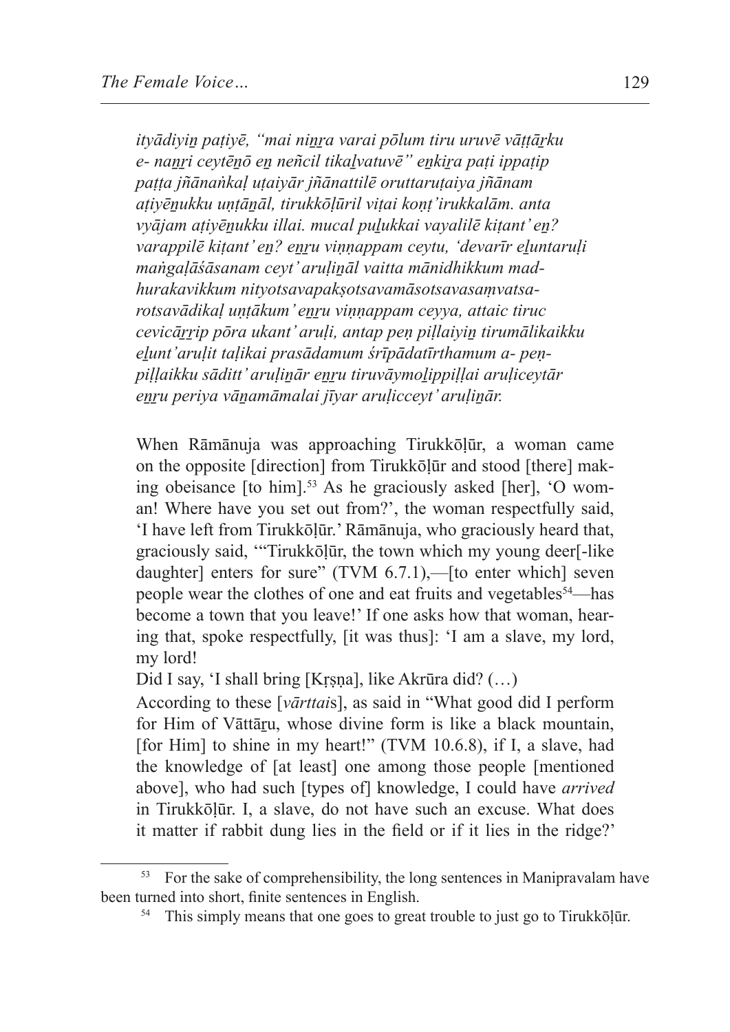*ityādiyiṉ paṭiyē, "mai niṉṟa varai pōlum tiru uruvē vāṭṭāṟku e- naṉṟi ceytēṉō eṉ neñcil tikaḻvatuvē" eṉkiṟa paṭi ippaṭip paṭṭa jñānaṅkaḷ uṭaiyār jñānattilē oruttaruṭaiya jñānam aṭiyēṉukku uṇṭāṉāl, tirukkōḷūril viṭai koṇṭ'irukkalām. anta vyājam aṭiyēṉukku illai. mucal puḻukkai vayalilē kiṭant' eṉ? varappilē kiṭant' eṉ? eṉṟu viṇṇappam ceytu, 'devarīr eḻuntaruḷi maṅgaḷāśāsanam ceyt' aruḷiṉāl vaitta mānidhikkum madhurakavikkum nityotsavapakṣotsavamāsotsavasaṃvatsarotsavādikaḷ uṇṭākum' eṉṟu viṇṇappam ceyya, attaic tiruc cevicāṟṟip pōra ukant' aruḷi, antap peṇ piḷḷaiyiṉ tirumālikaikku eḻunt'aruḷit taḷikai prasādamum śrīpādatīrthamum a- peṇpiḷḷaikku sāditt' aruḷiṉār eṉṟu tiruvāymoḻippiḷḷai aruḷiceytār eṉṟu periya vāṉamāmalai jīyar aruḷicceyt' aruḷiṉār.*

When Rāmānuja was approaching Tirukkōḷūr, a woman came on the opposite [direction] from Tirukkōḷūr and stood [there] making obeisance [to him].[53] As he graciously asked [her], 'O woman! Where have you set out from?', the woman respectfully said, 'I have left from Tirukkōḷūr.' Rāmānuja, who graciously heard that, graciously said, '"Tirukkōḷūr, the town which my young deer[-like daughter] enters for sure" (TVM 6.7.1),—[to enter which] seven people wear the clothes of one and eat fruits and vegetables[54]—has become a town that you leave!' If one asks how that woman, hearing that, spoke respectfully, [it was thus]: 'I am a slave, my lord, my lord!

Did I say, 'I shall bring [Kṛṣṇa], like Akrūra did? (…)

According to these [*vārttai*s], as said in "What good did I perform for Him of Vāttāṟu, whose divine form is like a black mountain, [for Him] to shine in my heart!" (TVM 10.6.8), if I, a slave, had the knowledge of [at least] one among those people [mentioned above], who had such [types of] knowledge, I could have *arrived* in Tirukkōḷūr. I, a slave, do not have such an excuse. What does it matter if rabbit dung lies in the field or if it lies in the ridge?'

---

[53] For the sake of comprehensibility, the long sentences in Manipravalam have been turned into short, finite sentences in English.

[54] This simply means that one goes to great trouble to just go to Tirukkōḷūr.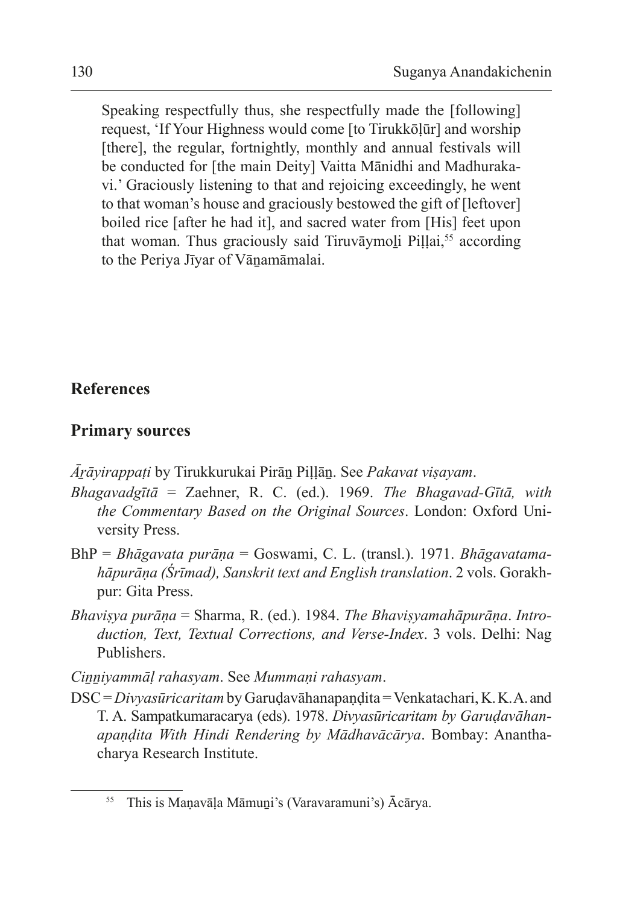Speaking respectfully thus, she respectfully made the [following] request, 'If Your Highness would come [to Tirukkōḷūr] and worship [there], the regular, fortnightly, monthly and annual festivals will be conducted for [the main Deity] Vaitta Mānidhi and Madhurakavi.' Graciously listening to that and rejoicing exceedingly, he went to that woman's house and graciously bestowed the gift of [leftover] boiled rice [after he had it], and sacred water from [His] feet upon that woman. Thus graciously said Tiruvāymoḻi Piḷḷai,[55] according to the Periya Jīyar of Vāṉamāmalai.

## References

### Primary sources

*Āṟāyirappaṭi* by Tirukkurukai Pirāṉ Piḷḷāṉ. See *Pakavat viṣayam*.

*Bhagavadgītā* = Zaehner, R. C. (ed.). 1969. *The Bhagavad-Gītā, with the Commentary Based on the Original Sources*. London: Oxford University Press.

BhP = *Bhāgavata purāṇa* = Goswami, C. L. (transl.). 1971. *Bhāgavatamahāpurāṇa (Śrīmad), Sanskrit text and English translation*. 2 vols. Gorakhpur: Gita Press.

*Bhaviṣya purāṇa* = Sharma, R. (ed.). 1984. *The Bhaviṣyamahāpurāṇa. Introduction, Text, Textual Corrections, and Verse-Index*. 3 vols. Delhi: Nag Publishers.

*Ciṉṉiyammāḷ rahasyam*. See *Mummaṇi rahasyam*.

DSC = *Divyasūricaritam* by Garuḍavāhanapaṇḍita = Venkatachari, K. K. A. and T. A. Sampatkumaracarya (eds). 1978. *Divyasūricaritam by Garuḍavāhanapaṇḍita With Hindi Rendering by Mādhavācārya*. Bombay: Ananthacharya Research Institute.

[55] This is Maṇavāḷa Māmuṉi's (Varavaramuni's) Ācārya.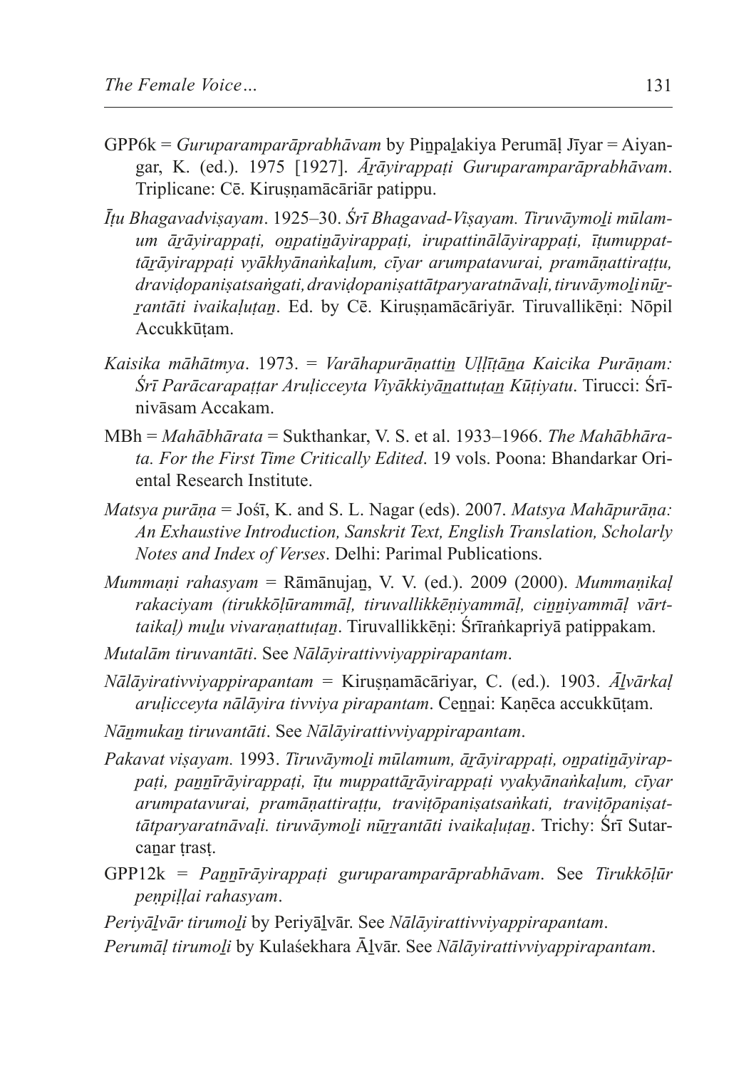GPP6k = *Guruparamparāprabhāvam* by Piṉpaḻakiya Perumāḷ Jīyar = Aiyangar, K. (ed.). 1975 [1927]. *Āṟāyirappaṭi Guruparamparāprabhāvam*. Triplicane: Cē. Kiruṣṇamācāriār patippu.

*Īṭu Bhagavadviṣayam*. 1925–30. *Śrī Bhagavad-Viṣayam. Tiruvāymoḻi mūlamum āṟāyirappaṭi, oṉpatiṉāyirappaṭi, irupattinālāyirappaṭi, īṭumuppattāṟāyirappaṭi vyākhyānaṅkaḷum, cīyar arumpatavurai, pramāṇattiraṭṭu, draviḍopaniṣatsaṅgati, draviḍopaniṣattātparyaratnāvaḷi, tiruvāymoḻi nūṟṟantāti ivaikaḷutaṉ*. Ed. by Cē. Kiruṣṇamācāriyār. Tiruvallikēṇi: Nōpil Accukkūṭam.

*Kaisika māhātmya*. 1973. = *Varāhapurāṇattiṉ Uḷḷīṭāṉa Kaicika Purāṇam: Śrī Parācarapaṭṭar Aruḷicceyta Viyākkiyāṉattutaṉ Kūṭiyatu*. Tirucci: Śrīnivāsam Accakam.

MBh = *Mahābhārata* = Sukthankar, V. S. et al. 1933–1966. *The Mahābhārata. For the First Time Critically Edited*. 19 vols. Poona: Bhandarkar Oriental Research Institute.

*Matsya purāṇa* = Jośī, K. and S. L. Nagar (eds). 2007. *Matsya Mahāpurāṇa: An Exhaustive Introduction, Sanskrit Text, English Translation, Scholarly Notes and Index of Verses*. Delhi: Parimal Publications.

*Mummaṇi rahasyam* = Rāmānujaṉ, V. V. (ed.). 2009 (2000). *Mummaṇikaḷ rakaciyam (tirukkōḷūrammāḷ, tiruvallikkēṇiyammāḷ, ciṉṉiyammāḷ vārttaikaḷ) muḻu vivaraṇattutaṉ*. Tiruvallikkēṇi: Śrīraṅkapriyā patippakam.

*Mutalām tiruvantāti*. See *Nālāyirattivviyappirapantam*.

*Nālāyirativviyappirapantam* = Kiruṣṇamācāriyar, C. (ed.). 1903. *Āḻvārkaḷ aruḷicceyta nālāyira tivviya pirapantam*. Ceṉṉai: Kaṇēca accukkūṭam.

*Nāṉmukaṉ tiruvantāti*. See *Nālāyirattivviyappirapantam*.

*Pakavat viṣayam*. 1993. *Tiruvāymoḻi mūlamum, āṟāyirappaṭi, oṉpatiṉāyirappaṭi, paṉṉīrāyirappaṭi, īṭu muppattāṟāyirappaṭi vyakyānaṅkaḷum, cīyar arumpatavurai, pramāṇattiraṭṭu, traviṭōpaniṣatsaṅkati, traviṭōpaniṣattātparyaratnāvaḷi. tiruvāymoḻi nūṟṟantāti ivaikaḷutaṉ*. Trichy: Śrī Sutarcaṉar ṭrasṭ.

GPP12k = *Paṉṉīrāyirappaṭi guruparamparāprabhāvam*. See *Tirukkōḷūr peṇpiḷḷai rahasyam*.

*Periyāḻvār tirumoḻi* by Periyāḻvār. See *Nālāyirattivviyappirapantam*.

*Perumāḷ tirumoḻi* by Kulaśekhara Āḻvār. See *Nālāyirattivviyappirapantam*.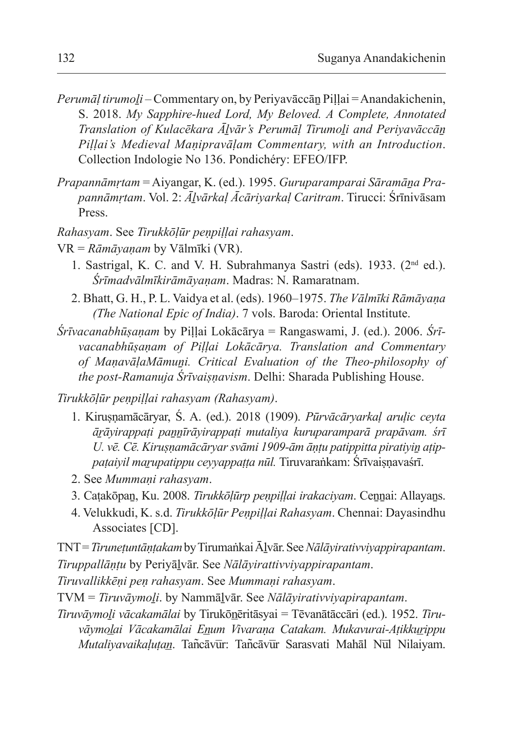*Perumāḷ tirumoḻi* – Commentary on, by Periyavāccāṉ Piḷḷai = Anandakichenin, S. 2018. *My Sapphire-hued Lord, My Beloved. A Complete, Annotated Translation of Kulacēkara Āḻvār's Perumāḷ Tirumoḻi and Periyavāccāṉ Piḷḷai's Medieval Maṇipravāḷam Commentary, with an Introduction*. Collection Indologie No 136. Pondichéry: EFEO/IFP.

*Prapannāmṛtam* = Aiyangar, K. (ed.). 1995. *Guruparamparai Sāramāṉa Prapannāmṛtam*. Vol. 2: *Āḻvārkaḷ Ācāriyarkaḷ Caritram*. Tirucci: Śrīnivāsam Press.

*Rahasyam*. See *Tirukkōḷūr peṇpiḷḷai rahasyam*.

VR = *Rāmāyaṇam* by Vālmīki (VR).

1. Sastrigal, K. C. and V. H. Subrahmanya Sastri (eds). 1933. (2nd ed.). *Śrīmadvālmīkirāmāyaṇam*. Madras: N. Ramaratnam.
2. Bhatt, G. H., P. L. Vaidya et al. (eds). 1960–1975. *The Vālmīki Rāmāyaṇa (The National Epic of India)*. 7 vols. Baroda: Oriental Institute.

*Śrīvacanabhūṣaṇam* by Piḷḷai Lokācārya = Rangaswami, J. (ed.). 2006. *Śrīvacanabhūṣaṇam of Piḷḷai Lokācārya. Translation and Commentary of MaṇavāḷaMāmuṉi. Critical Evaluation of the Theo-philosophy of the post-Ramanuja Śrīvaiṣṇavism*. Delhi: Sharada Publishing House.

*Tirukkōḷūr peṇpiḷḷai rahasyam (Rahasyam)*.

1. Kiruṣṇamācāryar, Ś. A. (ed.). 2018 (1909). *Pūrvācāryarkaḷ aruḷic ceyta āṟāyirappaṭi paṉṉīrāyirappaṭi mutaliya kuruparamparā prapāvam. śrī U. vē. Cē. Kiruṣṇamācāryar svāmi 1909-ām āṇṭu patippitta piratiyiṉ aṭippaṭaiyil maṟupatippu ceyyappaṭṭa nūl.* Tiruvaraṅkam: Śrīvaiṣṇavaśrī.
2. See *Mummaṇi rahasyam*.
3. Caṭakōpaṉ, Ku. 2008. *Tirukkōḷūrp peṇpiḷḷai irakaciyam*. Ceṉṉai: Allayaṉs.
4. Velukkudi, K. s.d. *Tirukkōḷūr Peṇpiḷḷai Rahasyam*. Chennai: Dayasindhu Associates [CD].

TNT = *Tiruneṭuntāṇṭakam* by Tirumaṅkai Āḻvār. See *Nālāyirativviyappirapantam*.

*Tiruppallāṇṭu* by Periyāḻvār. See *Nālāyirattivviyappirapantam*.

*Tiruvallikkēṇi peṇ rahasyam*. See *Mummaṇi rahasyam*.

TVM = *Tiruvāymoḻi*. by Nammāḻvār. See *Nālāyirativviyapirapantam*.

*Tiruvāymoḻi vācakamālai* by Tirukōṉēritāsyai = Tēvanātāccāri (ed.). 1952. *Tiruvāymoḻai Vācakamālai Eṉum Vivaraṇa Catakam. Mukavurai-Aṭikkuṟippu Mutaliyavaikaḷuṭaṉ*. Tañcāvūr: Tañcāvūr Sarasvati Mahāl Nūl Nilaiyam.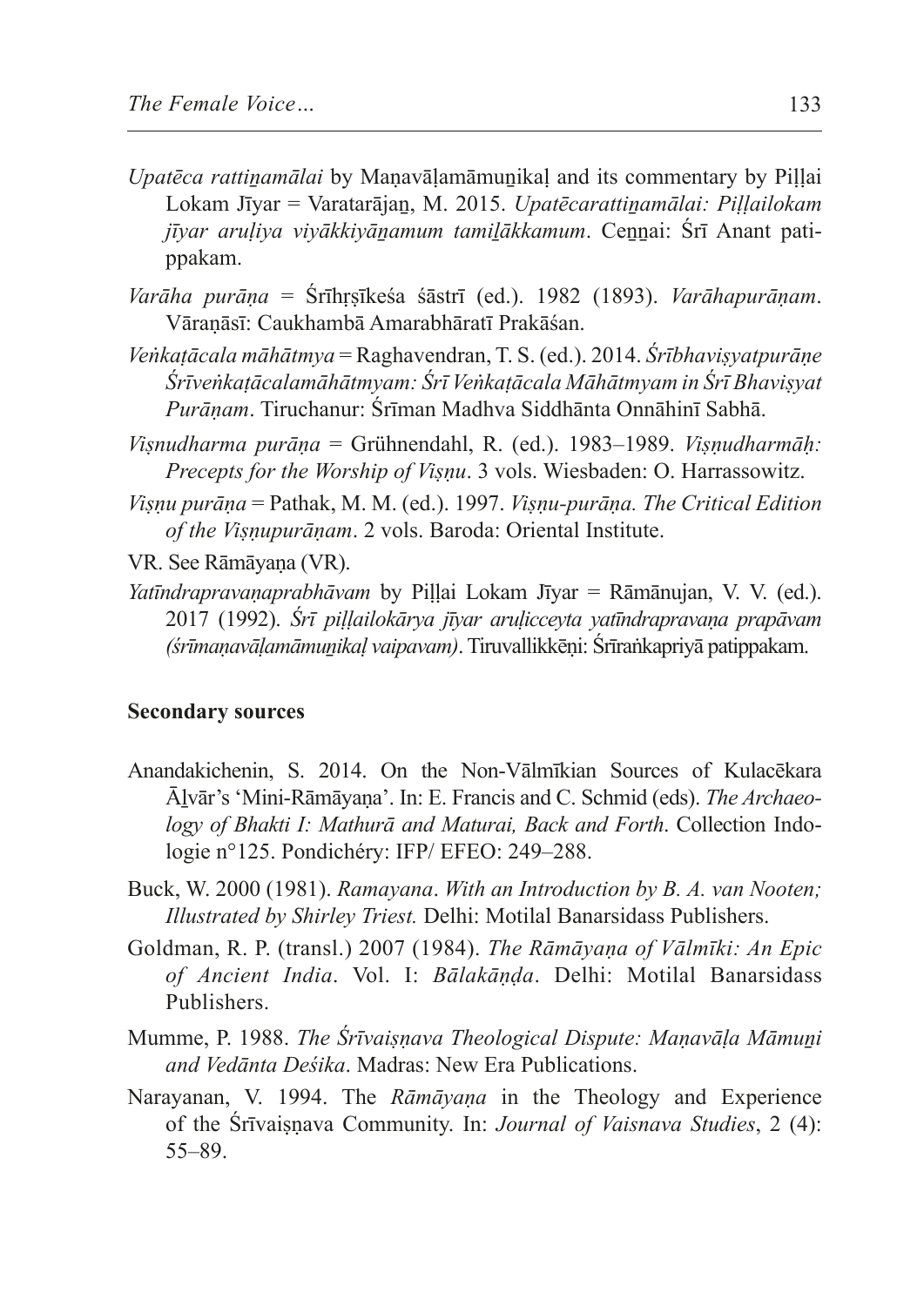*Upatēca rattiṉamālai* by Maṇavāḷamāmuṉikaḷ and its commentary by Piḷḷai Lokam Jīyar = Varatarājaṉ, M. 2015. *Upatēcarattiṉamālai: Piḷḷailokam jīyar aruḷiya viyākkiyāṉamum tamiḻākkamum*. Ceṉṉai: Śrī Anant patippakam.

*Varāha purāṇa* = Śrīhṛṣīkeśa śāstrī (ed.). 1982 (1893). *Varāhapurāṇam*. Vāraṇāsī: Caukhambā Amarabhāratī Prakāśan.

*Veṅkaṭācala māhātmya* = Raghavendran, T. S. (ed.). 2014. *Śrībhaviṣyatpurāṇe Śrīveṅkaṭācalamāhātmyam: Śrī Veṅkaṭācala Māhātmyam in Śrī Bhaviṣyat Purāṇam*. Tiruchanur: Śrīman Madhva Siddhānta Onnāhinī Sabhā.

*Viṣnudharma purāṇa* = Grühnendahl, R. (ed.). 1983–1989. *Viṣṇudharmāḥ: Precepts for the Worship of Viṣṇu*. 3 vols. Wiesbaden: O. Harrassowitz.

*Viṣṇu purāṇa* = Pathak, M. M. (ed.). 1997. *Viṣṇu-purāṇa. The Critical Edition of the Viṣṇupurāṇam*. 2 vols. Baroda: Oriental Institute.

VR. See Rāmāyaṇa (VR).

*Yatīndrapravaṇaprabhāvam* by Piḷḷai Lokam Jīyar = Rāmānujan, V. V. (ed.). 2017 (1992). *Śrī piḷḷailokārya jīyar aruḷicceyta yatīndrapravaṇa prapāvam (śrīmaṇavāḷamāmuṉikaḷ vaipavam)*. Tiruvallikkēṇi: Śrīraṅkapriyā patippakam.

**Secondary sources**

Anandakichenin, S. 2014. On the Non-Vālmīkian Sources of Kulacēkara Āḻvār's 'Mini-Rāmāyaṇa'. In: E. Francis and C. Schmid (eds). *The Archaeology of Bhakti I: Mathurā and Maturai, Back and Forth*. Collection Indologie n°125. Pondichéry: IFP/ EFEO: 249–288.

Buck, W. 2000 (1981). *Ramayana*. *With an Introduction by B. A. van Nooten; Illustrated by Shirley Triest.* Delhi: Motilal Banarsidass Publishers.

Goldman, R. P. (transl.) 2007 (1984). *The Rāmāyaṇa of Vālmīki: An Epic of Ancient India*. Vol. I: *Bālakāṇḍa*. Delhi: Motilal Banarsidass Publishers.

Mumme, P. 1988. *The Śrīvaiṣṇava Theological Dispute: Maṇavāḷa Māmuṉi and Vedānta Deśika*. Madras: New Era Publications.

Narayanan, V. 1994. The *Rāmāyaṇa* in the Theology and Experience of the Śrīvaiṣṇava Community. In: *Journal of Vaisnava Studies*, 2 (4): 55–89.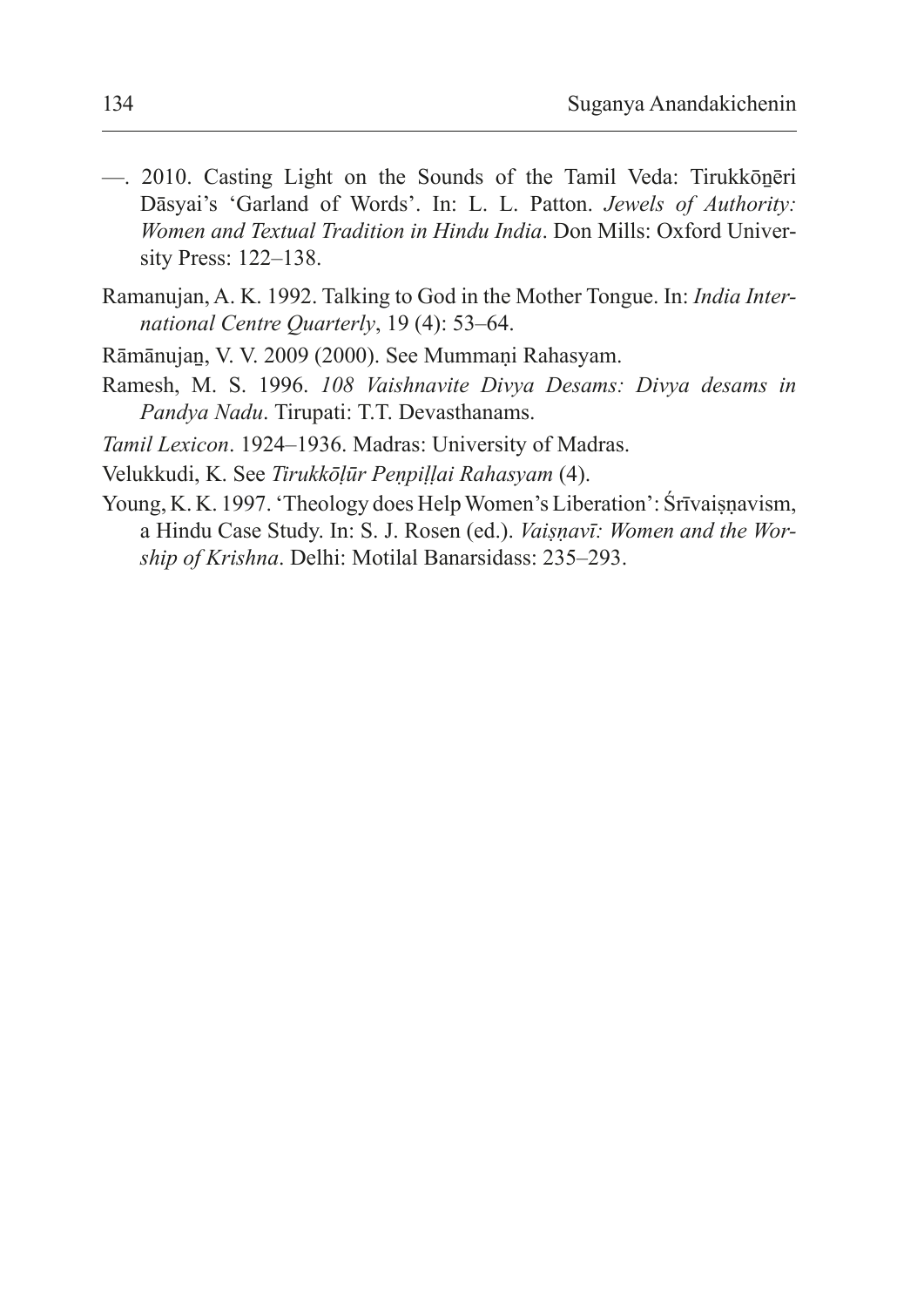—. 2010. Casting Light on the Sounds of the Tamil Veda: Tirukkōṉēri Dāsyai's 'Garland of Words'. In: L. L. Patton. *Jewels of Authority: Women and Textual Tradition in Hindu India*. Don Mills: Oxford University Press: 122–138.

Ramanujan, A. K. 1992. Talking to God in the Mother Tongue. In: *India International Centre Quarterly*, 19 (4): 53–64.

Rāmānujaṉ, V. V. 2009 (2000). See Mummaṇi Rahasyam.

Ramesh, M. S. 1996. *108 Vaishnavite Divya Desams: Divya desams in Pandya Nadu*. Tirupati: T.T. Devasthanams.

*Tamil Lexicon*. 1924–1936. Madras: University of Madras.

Velukkudi, K. See *Tirukkōḷūr Peṇpiḷḷai Rahasyam* (4).

Young, K. K. 1997. 'Theology does Help Women's Liberation': Śrīvaiṣṇavism, a Hindu Case Study. In: S. J. Rosen (ed.). *Vaiṣṇavī: Women and the Worship of Krishna*. Delhi: Motilal Banarsidass: 235–293.